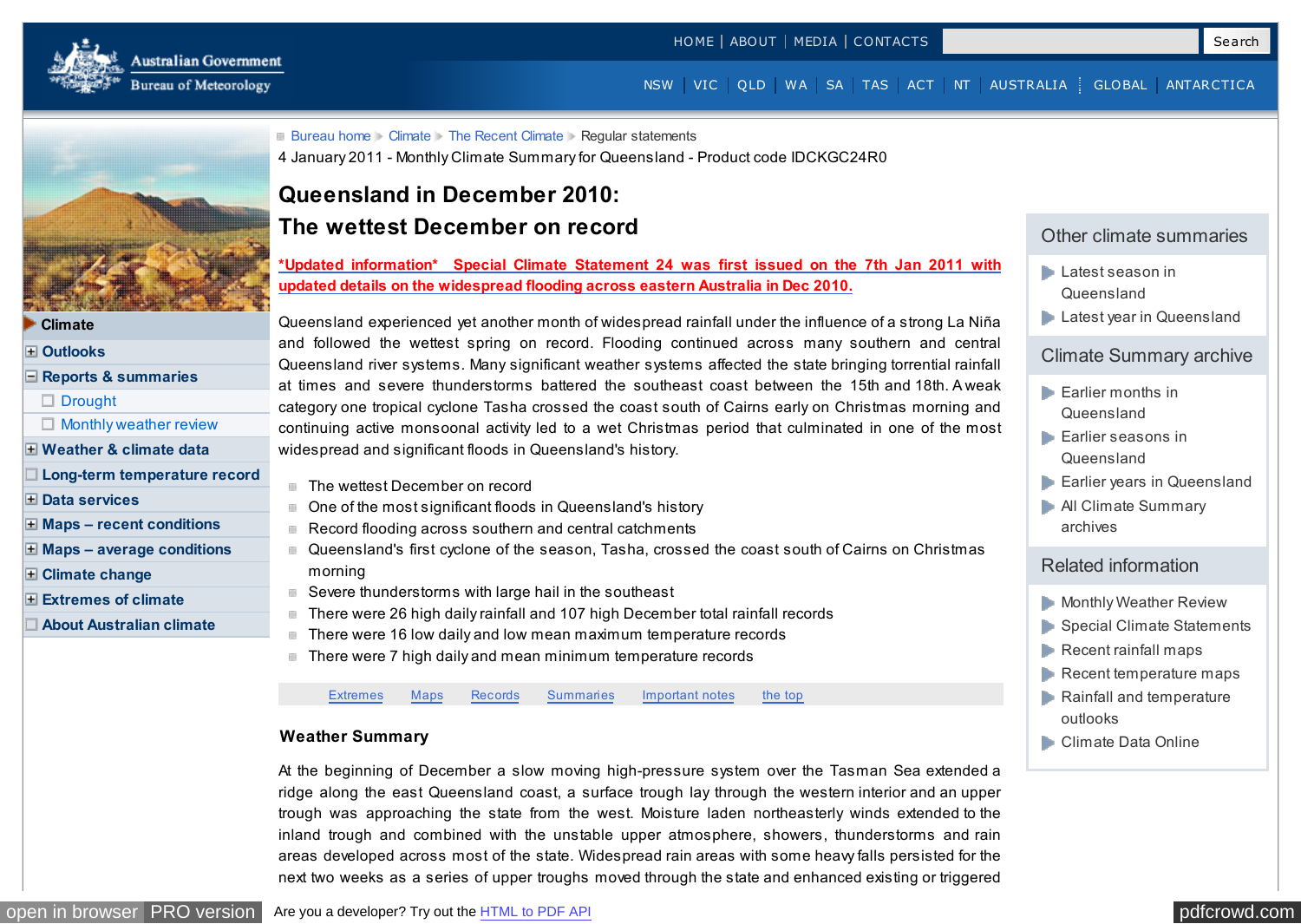HOME | ABOUT | MEDIA | CONTACTS

Australian Government
Bureau of Meteorology

NSW | VIC | QLD | WA | SA | TAS | ACT | NT | AUSTRALIA | GLOBAL | ANTARCTICA

- Climate
- Outlooks
- Reports & summaries
  - Drought
  - Monthly weather review
- Weather & climate data
- Long-term temperature record
- Data services
- Maps – recent conditions
- Maps – average conditions
- Climate change
- Extremes of climate
- About Australian climate

Bureau home > Climate > The Recent Climate > Regular statements

4 January 2011 - Monthly Climate Summary for Queensland - Product code IDCKGC24R0

# Queensland in December 2010: The wettest December on record

*Updated information* Special Climate Statement 24 was first issued on the 7th Jan 2011 with updated details on the widespread flooding across eastern Australia in Dec 2010.

Queensland experienced yet another month of widespread rainfall under the influence of a strong La Niña and followed the wettest spring on record. Flooding continued across many southern and central Queensland river systems. Many significant weather systems affected the state bringing torrential rainfall at times and severe thunderstorms battered the southeast coast between the 15th and 18th. A weak category one tropical cyclone Tasha crossed the coast south of Cairns early on Christmas morning and continuing active monsoonal activity led to a wet Christmas period that culminated in one of the most widespread and significant floods in Queensland's history.

- The wettest December on record
- One of the most significant floods in Queensland's history
- Record flooding across southern and central catchments
- Queensland's first cyclone of the season, Tasha, crossed the coast south of Cairns on Christmas morning
- Severe thunderstorms with large hail in the southeast
- There were 26 high daily rainfall and 107 high December total rainfall records
- There were 16 low daily and low mean maximum temperature records
- There were 7 high daily and mean minimum temperature records

Extremes | Maps | Records | Summaries | Important notes | the top

## Weather Summary

At the beginning of December a slow moving high-pressure system over the Tasman Sea extended a ridge along the east Queensland coast, a surface trough lay through the western interior and an upper trough was approaching the state from the west. Moisture laden northeasterly winds extended to the inland trough and combined with the unstable upper atmosphere, showers, thunderstorms and rain areas developed across most of the state. Widespread rain areas with some heavy falls persisted for the next two weeks as a series of upper troughs moved through the state and enhanced existing or triggered

### Other climate summaries

- Latest season in Queensland
- Latest year in Queensland

### Climate Summary archive

- Earlier months in Queensland
- Earlier seasons in Queensland
- Earlier years in Queensland
- All Climate Summary archives

### Related information

- Monthly Weather Review
- Special Climate Statements
- Recent rainfall maps
- Recent temperature maps
- Rainfall and temperature outlooks
- Climate Data Online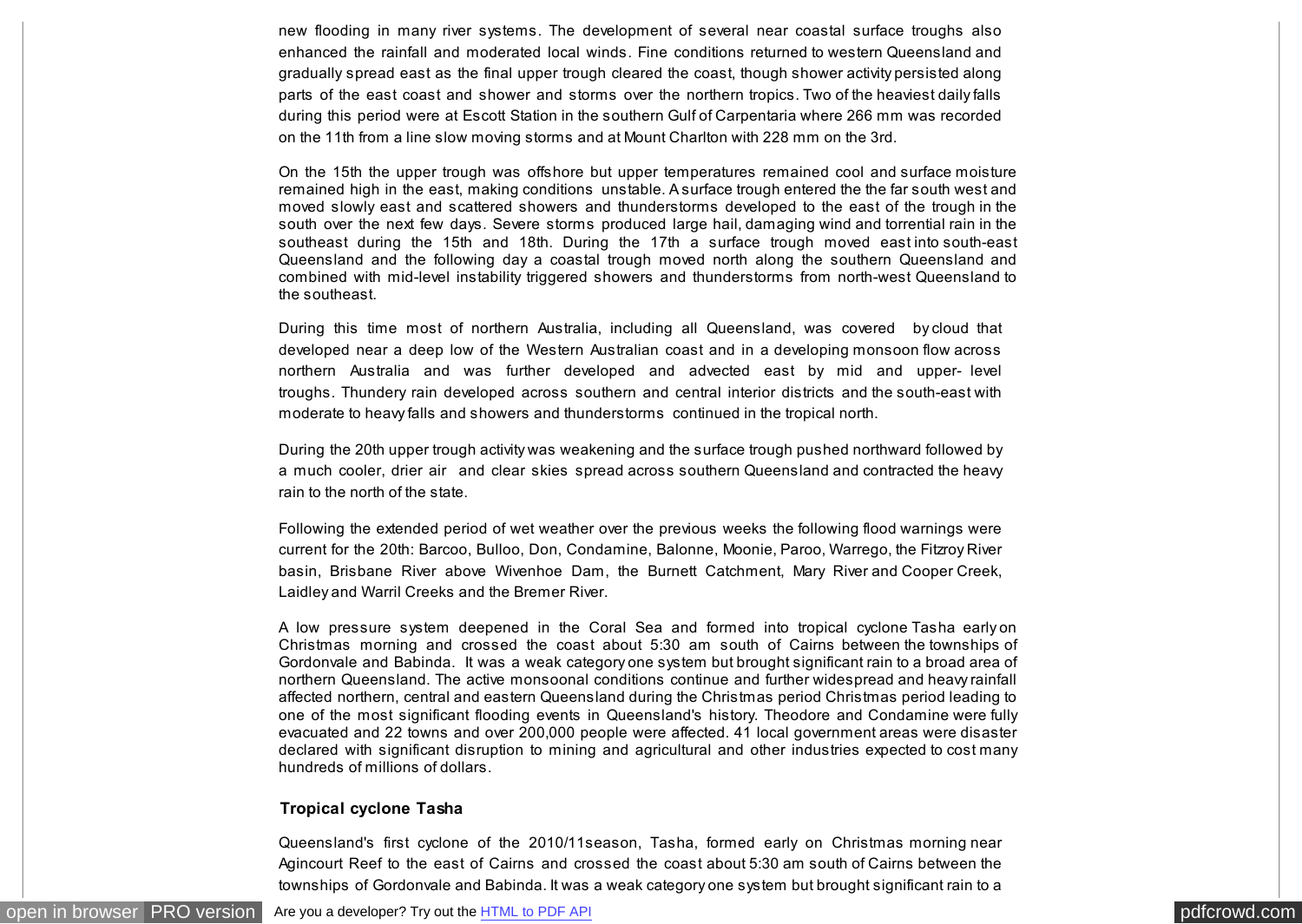new flooding in many river systems. The development of several near coastal surface troughs also enhanced the rainfall and moderated local winds. Fine conditions returned to western Queensland and gradually spread east as the final upper trough cleared the coast, though shower activity persisted along parts of the east coast and shower and storms over the northern tropics. Two of the heaviest daily falls during this period were at Escott Station in the southern Gulf of Carpentaria where 266 mm was recorded on the 11th from a line slow moving storms and at Mount Charlton with 228 mm on the 3rd.

On the 15th the upper trough was offshore but upper temperatures remained cool and surface moisture remained high in the east, making conditions unstable. A surface trough entered the the far south west and moved slowly east and scattered showers and thunderstorms developed to the east of the trough in the south over the next few days. Severe storms produced large hail, damaging wind and torrential rain in the southeast during the 15th and 18th. During the 17th a surface trough moved east into south-east Queensland and the following day a coastal trough moved north along the southern Queensland and combined with mid-level instability triggered showers and thunderstorms from north-west Queensland to the southeast.

During this time most of northern Australia, including all Queensland, was covered by cloud that developed near a deep low of the Western Australian coast and in a developing monsoon flow across northern Australia and was further developed and advected east by mid and upper- level troughs. Thundery rain developed across southern and central interior districts and the south-east with moderate to heavy falls and showers and thunderstorms continued in the tropical north.

During the 20th upper trough activity was weakening and the surface trough pushed northward followed by a much cooler, drier air and clear skies spread across southern Queensland and contracted the heavy rain to the north of the state.

Following the extended period of wet weather over the previous weeks the following flood warnings were current for the 20th: Barcoo, Bulloo, Don, Condamine, Balonne, Moonie, Paroo, Warrego, the Fitzroy River basin, Brisbane River above Wivenhoe Dam, the Burnett Catchment, Mary River and Cooper Creek, Laidley and Warril Creeks and the Bremer River.

A low pressure system deepened in the Coral Sea and formed into tropical cyclone Tasha early on Christmas morning and crossed the coast about 5:30 am south of Cairns between the townships of Gordonvale and Babinda. It was a weak category one system but brought significant rain to a broad area of northern Queensland. The active monsoonal conditions continue and further widespread and heavy rainfall affected northern, central and eastern Queensland during the Christmas period Christmas period leading to one of the most significant flooding events in Queensland's history. Theodore and Condamine were fully evacuated and 22 towns and over 200,000 people were affected. 41 local government areas were disaster declared with significant disruption to mining and agricultural and other industries expected to cost many hundreds of millions of dollars.

### Tropical cyclone Tasha

Queensland's first cyclone of the 2010/11season, Tasha, formed early on Christmas morning near Agincourt Reef to the east of Cairns and crossed the coast about 5:30 am south of Cairns between the townships of Gordonvale and Babinda. It was a weak category one system but brought significant rain to a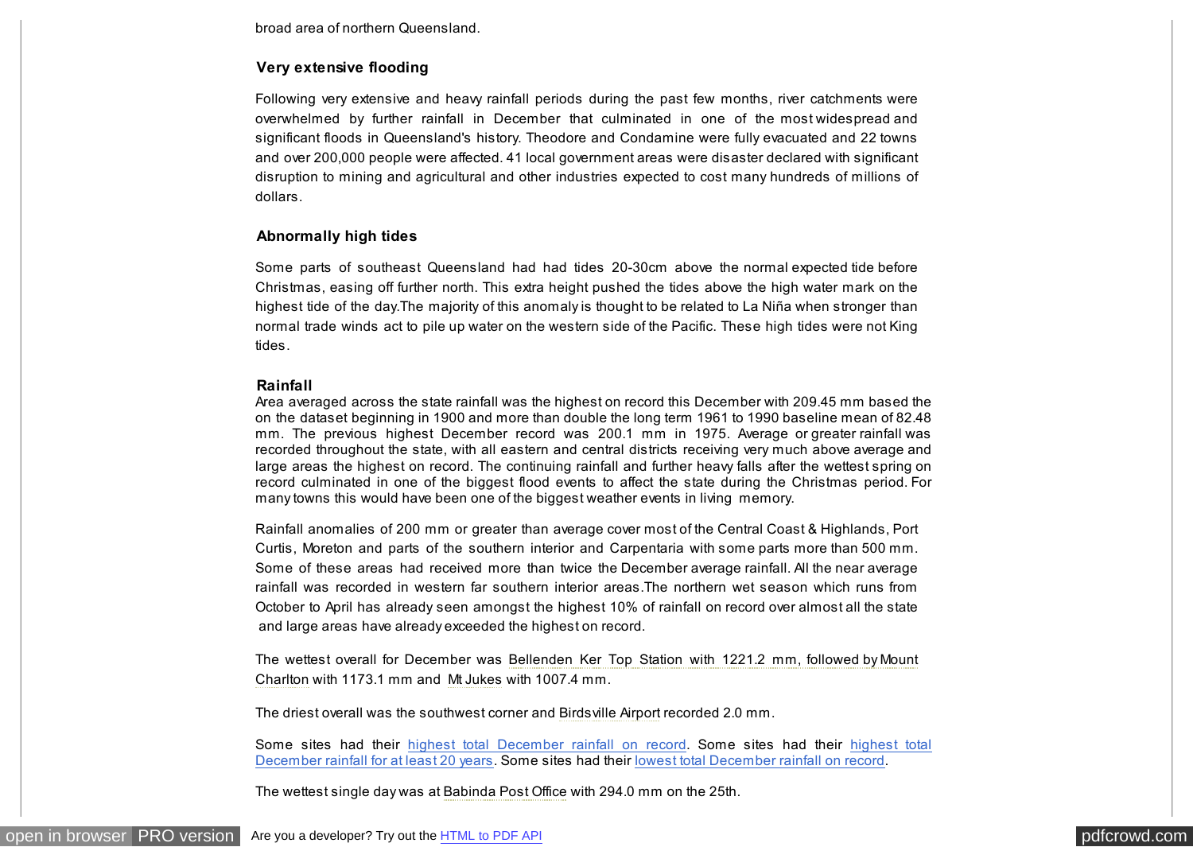broad area of northern Queensland.

### Very extensive flooding

Following very extensive and heavy rainfall periods during the past few months, river catchments were overwhelmed by further rainfall in December that culminated in one of the most widespread and significant floods in Queensland's history. Theodore and Condamine were fully evacuated and 22 towns and over 200,000 people were affected. 41 local government areas were disaster declared with significant disruption to mining and agricultural and other industries expected to cost many hundreds of millions of dollars.

### Abnormally high tides

Some parts of southeast Queensland had had tides 20-30cm above the normal expected tide before Christmas, easing off further north. This extra height pushed the tides above the high water mark on the highest tide of the day.The majority of this anomaly is thought to be related to La Niña when stronger than normal trade winds act to pile up water on the western side of the Pacific. These high tides were not King tides.

### Rainfall

Area averaged across the state rainfall was the highest on record this December with 209.45 mm based the on the dataset beginning in 1900 and more than double the long term 1961 to 1990 baseline mean of 82.48 mm. The previous highest December record was 200.1 mm in 1975. Average or greater rainfall was recorded throughout the state, with all eastern and central districts receiving very much above average and large areas the highest on record. The continuing rainfall and further heavy falls after the wettest spring on record culminated in one of the biggest flood events to affect the state during the Christmas period. For many towns this would have been one of the biggest weather events in living memory.

Rainfall anomalies of 200 mm or greater than average cover most of the Central Coast & Highlands, Port Curtis, Moreton and parts of the southern interior and Carpentaria with some parts more than 500 mm. Some of these areas had received more than twice the December average rainfall. All the near average rainfall was recorded in western far southern interior areas.The northern wet season which runs from October to April has already seen amongst the highest 10% of rainfall on record over almost all the state and large areas have already exceeded the highest on record.

The wettest overall for December was Bellenden Ker Top Station with 1221.2 mm, followed by Mount Charlton with 1173.1 mm and Mt Jukes with 1007.4 mm.

The driest overall was the southwest corner and Birdsville Airport recorded 2.0 mm.

Some sites had their highest total December rainfall on record. Some sites had their highest total December rainfall for at least 20 years. Some sites had their lowest total December rainfall on record.

The wettest single day was at Babinda Post Office with 294.0 mm on the 25th.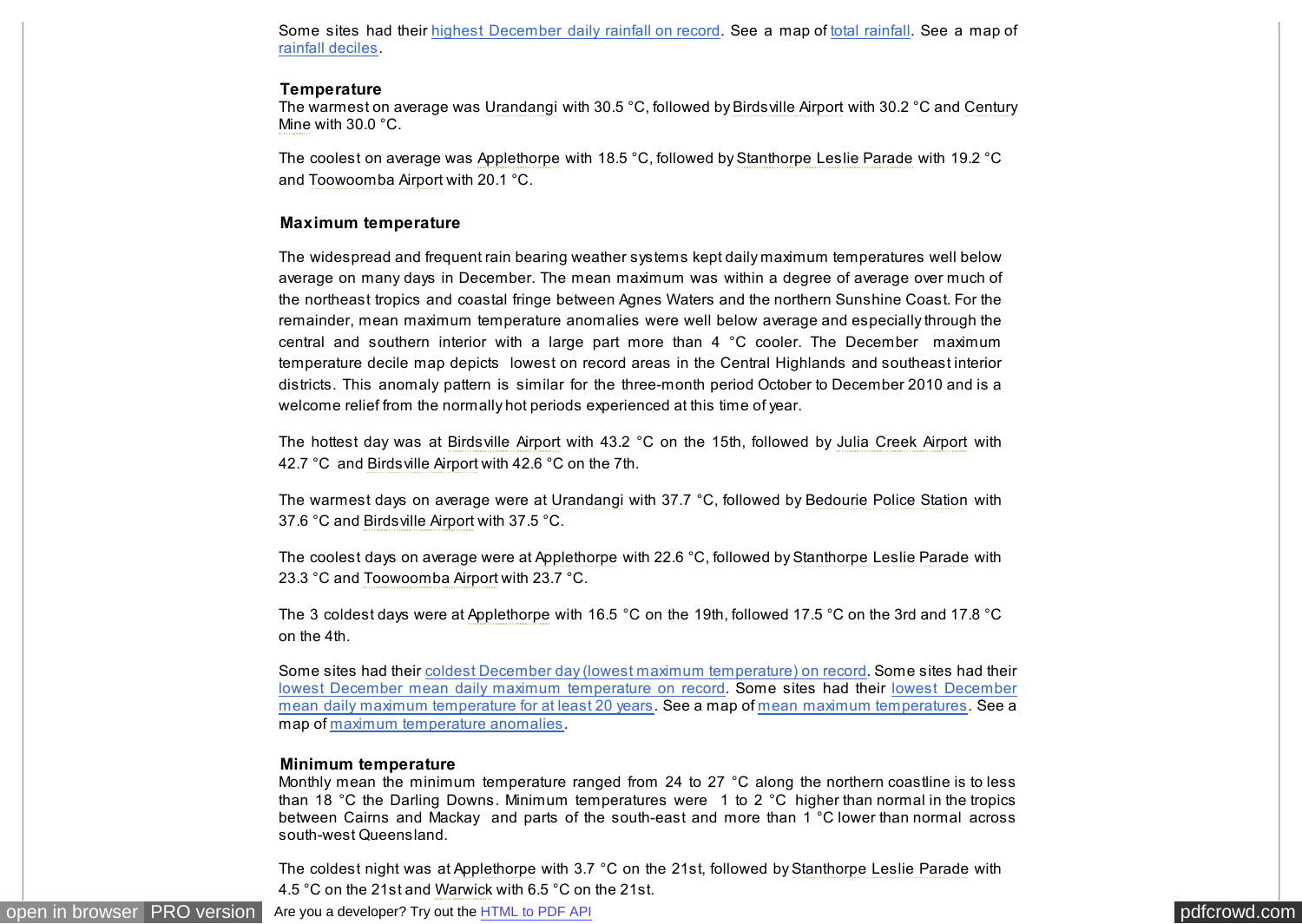Some sites had their highest December daily rainfall on record. See a map of total rainfall. See a map of rainfall deciles.

### Temperature

The warmest on average was Urandangi with 30.5 °C, followed by Birdsville Airport with 30.2 °C and Century Mine with 30.0 °C.

The coolest on average was Applethorpe with 18.5 °C, followed by Stanthorpe Leslie Parade with 19.2 °C and Toowoomba Airport with 20.1 °C.

### Maximum temperature

The widespread and frequent rain bearing weather systems kept daily maximum temperatures well below average on many days in December. The mean maximum was within a degree of average over much of the northeast tropics and coastal fringe between Agnes Waters and the northern Sunshine Coast. For the remainder, mean maximum temperature anomalies were well below average and especially through the central and southern interior with a large part more than 4 °C cooler. The December maximum temperature decile map depicts lowest on record areas in the Central Highlands and southeast interior districts. This anomaly pattern is similar for the three-month period October to December 2010 and is a welcome relief from the normally hot periods experienced at this time of year.

The hottest day was at Birdsville Airport with 43.2 °C on the 15th, followed by Julia Creek Airport with 42.7 °C and Birdsville Airport with 42.6 °C on the 7th.

The warmest days on average were at Urandangi with 37.7 °C, followed by Bedourie Police Station with 37.6 °C and Birdsville Airport with 37.5 °C.

The coolest days on average were at Applethorpe with 22.6 °C, followed by Stanthorpe Leslie Parade with 23.3 °C and Toowoomba Airport with 23.7 °C.

The 3 coldest days were at Applethorpe with 16.5 °C on the 19th, followed 17.5 °C on the 3rd and 17.8 °C on the 4th.

Some sites had their coldest December day (lowest maximum temperature) on record. Some sites had their lowest December mean daily maximum temperature on record. Some sites had their lowest December mean daily maximum temperature for at least 20 years. See a map of mean maximum temperatures. See a map of maximum temperature anomalies.

### Minimum temperature

Monthly mean the minimum temperature ranged from 24 to 27 °C along the northern coastline is to less than 18 °C the Darling Downs. Minimum temperatures were 1 to 2 °C higher than normal in the tropics between Cairns and Mackay and parts of the south-east and more than 1 °C lower than normal across south-west Queensland.

The coldest night was at Applethorpe with 3.7 °C on the 21st, followed by Stanthorpe Leslie Parade with 4.5 °C on the 21st and Warwick with 6.5 °C on the 21st.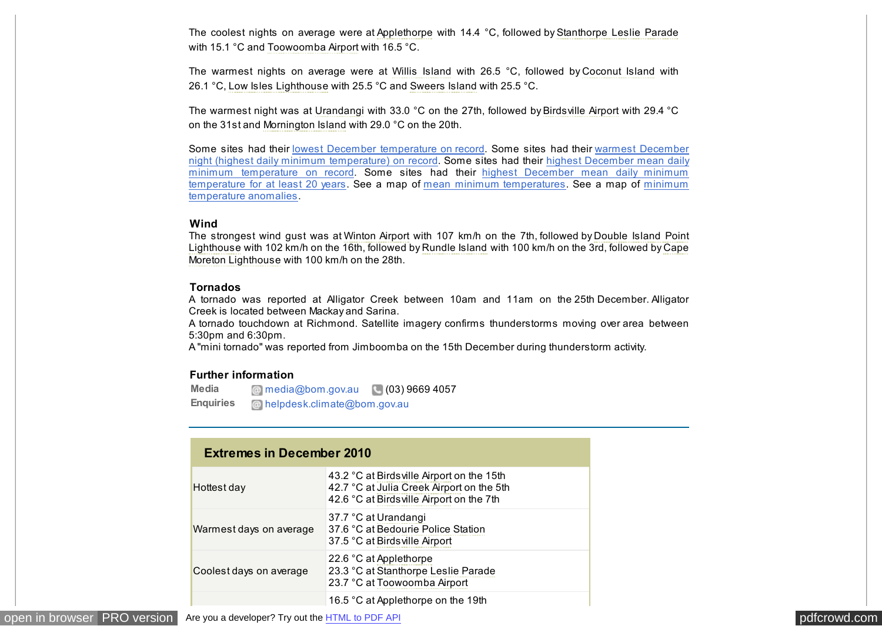The coolest nights on average were at Applethorpe with 14.4 °C, followed by Stanthorpe Leslie Parade with 15.1 °C and Toowoomba Airport with 16.5 °C.

The warmest nights on average were at Willis Island with 26.5 °C, followed by Coconut Island with 26.1 °C, Low Isles Lighthouse with 25.5 °C and Sweers Island with 25.5 °C.

The warmest night was at Urandangi with 33.0 °C on the 27th, followed by Birdsville Airport with 29.4 °C on the 31st and Mornington Island with 29.0 °C on the 20th.

Some sites had their lowest December temperature on record. Some sites had their warmest December night (highest daily minimum temperature) on record. Some sites had their highest December mean daily minimum temperature on record. Some sites had their highest December mean daily minimum temperature for at least 20 years. See a map of mean minimum temperatures. See a map of minimum temperature anomalies.

### Wind

The strongest wind gust was at Winton Airport with 107 km/h on the 7th, followed by Double Island Point Lighthouse with 102 km/h on the 16th, followed by Rundle Island with 100 km/h on the 3rd, followed by Cape Moreton Lighthouse with 100 km/h on the 28th.

### Tornados

A tornado was reported at Alligator Creek between 10am and 11am on the 25th December. Alligator Creek is located between Mackay and Sarina.
A tornado touchdown at Richmond. Satellite imagery confirms thunderstorms moving over area between 5:30pm and 6:30pm.
A "mini tornado" was reported from Jimboomba on the 15th December during thunderstorm activity.

### Further information

| | | |
|---|---|---|
| Media | media@bom.gov.au | (03) 9669 4057 |
| Enquiries | helpdesk.climate@bom.gov.au | |

### Extremes in December 2010

| | |
|---|---|
| Hottest day | 43.2 °C at Birdsville Airport on the 15th<br>42.7 °C at Julia Creek Airport on the 5th<br>42.6 °C at Birdsville Airport on the 7th |
| Warmest days on average | 37.7 °C at Urandangi<br>37.6 °C at Bedourie Police Station<br>37.5 °C at Birdsville Airport |
| Coolest days on average | 22.6 °C at Applethorpe<br>23.3 °C at Stanthorpe Leslie Parade<br>23.7 °C at Toowoomba Airport |
| | 16.5 °C at Applethorpe on the 19th |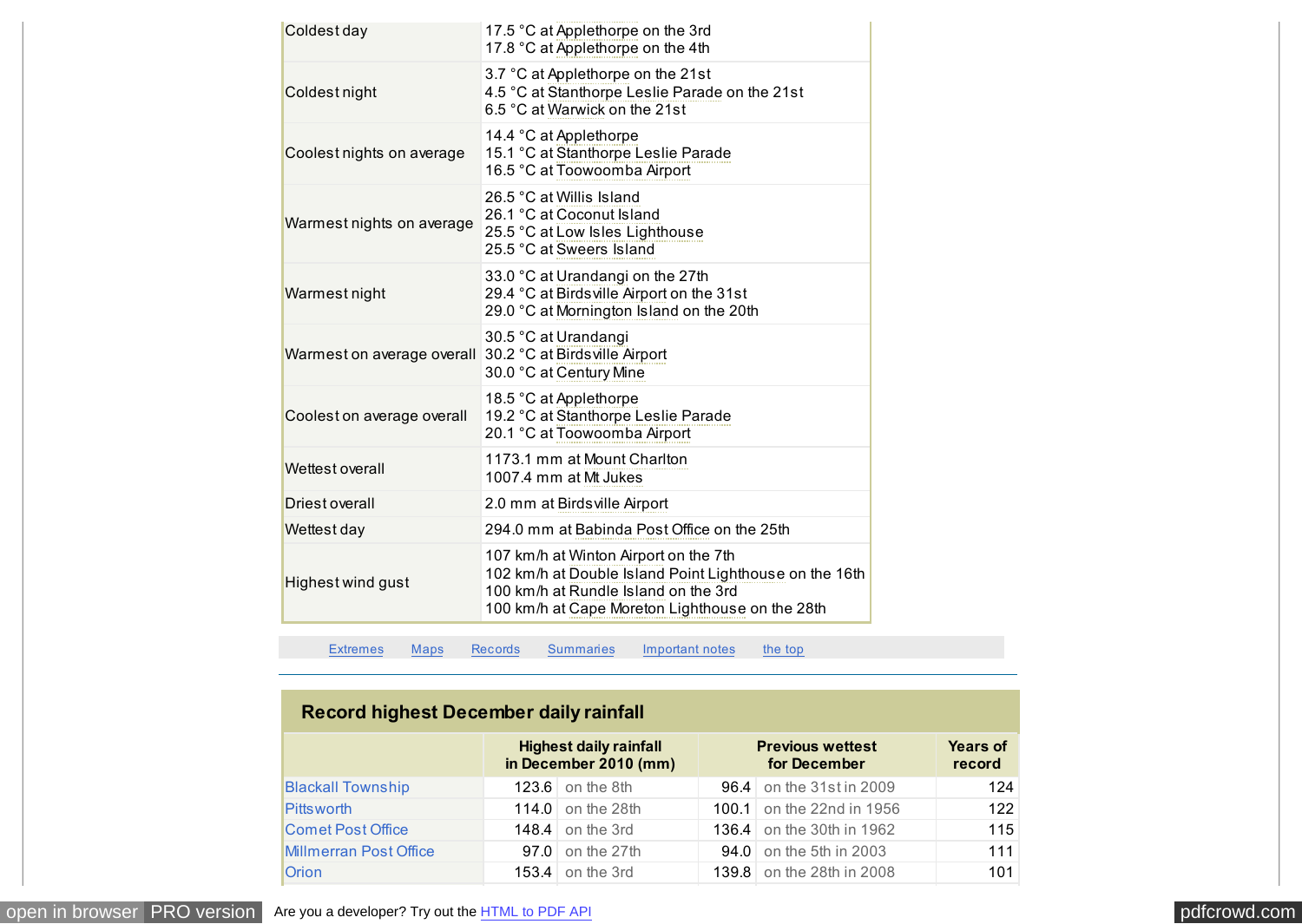| | |
|---|---|
| Coldest day | 17.5 °C at Applethorpe on the 3rd<br>17.8 °C at Applethorpe on the 4th |
| Coldest night | 3.7 °C at Applethorpe on the 21st<br>4.5 °C at Stanthorpe Leslie Parade on the 21st<br>6.5 °C at Warwick on the 21st |
| Coolest nights on average | 14.4 °C at Applethorpe<br>15.1 °C at Stanthorpe Leslie Parade<br>16.5 °C at Toowoomba Airport |
| Warmest nights on average | 26.5 °C at Willis Island<br>26.1 °C at Coconut Island<br>25.5 °C at Low Isles Lighthouse<br>25.5 °C at Sweers Island |
| Warmest night | 33.0 °C at Urandangi on the 27th<br>29.4 °C at Birdsville Airport on the 31st<br>29.0 °C at Mornington Island on the 20th |
| Warmest on average overall | 30.5 °C at Urandangi<br>30.2 °C at Birdsville Airport<br>30.0 °C at Century Mine |
| Coolest on average overall | 18.5 °C at Applethorpe<br>19.2 °C at Stanthorpe Leslie Parade<br>20.1 °C at Toowoomba Airport |
| Wettest overall | 1173.1 mm at Mount Charlton<br>1007.4 mm at Mt Jukes |
| Driest overall | 2.0 mm at Birdsville Airport |
| Wettest day | 294.0 mm at Babinda Post Office on the 25th |
| Highest wind gust | 107 km/h at Winton Airport on the 7th<br>102 km/h at Double Island Point Lighthouse on the 16th<br>100 km/h at Rundle Island on the 3rd<br>100 km/h at Cape Moreton Lighthouse on the 28th |

Extremes Maps Records Summaries Important notes the top

## Record highest December daily rainfall

| | Highest daily rainfall in December 2010 (mm) | | Previous wettest for December | | Years of record |
|---|---|---|---|---|---|
| Blackall Township | 123.6 | on the 8th | 96.4 | on the 31st in 2009 | 124 |
| Pittsworth | 114.0 | on the 28th | 100.1 | on the 22nd in 1956 | 122 |
| Comet Post Office | 148.4 | on the 3rd | 136.4 | on the 30th in 1962 | 115 |
| Millmerran Post Office | 97.0 | on the 27th | 94.0 | on the 5th in 2003 | 111 |
| Orion | 153.4 | on the 3rd | 139.8 | on the 28th in 2008 | 101 |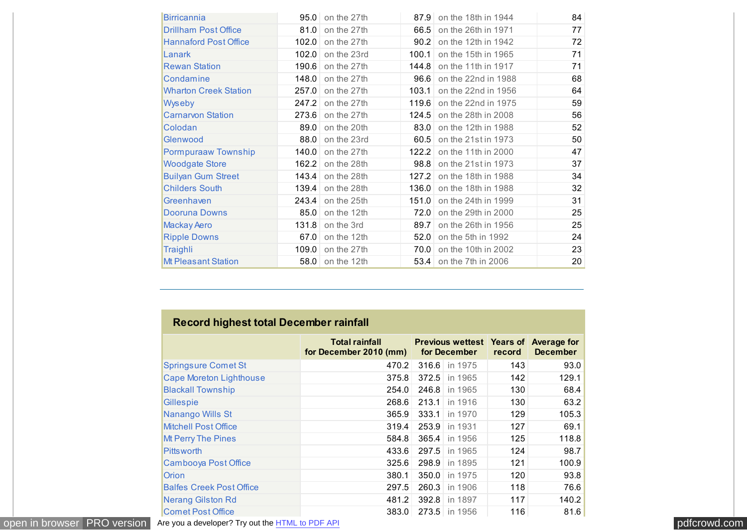| | | | | | |
|---|---|---|---|---|---|
| Birricannia | 95.0 | on the 27th | 87.9 | on the 18th in 1944 | 84 |
| Drillham Post Office | 81.0 | on the 27th | 66.5 | on the 26th in 1971 | 77 |
| Hannaford Post Office | 102.0 | on the 27th | 90.2 | on the 12th in 1942 | 72 |
| Lanark | 102.0 | on the 23rd | 100.1 | on the 15th in 1965 | 71 |
| Rewan Station | 190.6 | on the 27th | 144.8 | on the 11th in 1917 | 71 |
| Condamine | 148.0 | on the 27th | 96.6 | on the 22nd in 1988 | 68 |
| Wharton Creek Station | 257.0 | on the 27th | 103.1 | on the 22nd in 1956 | 64 |
| Wyseby | 247.2 | on the 27th | 119.6 | on the 22nd in 1975 | 59 |
| Carnarvon Station | 273.6 | on the 27th | 124.5 | on the 28th in 2008 | 56 |
| Colodan | 89.0 | on the 20th | 83.0 | on the 12th in 1988 | 52 |
| Glenwood | 88.0 | on the 23rd | 60.5 | on the 21st in 1973 | 50 |
| Pormpuraaw Township | 140.0 | on the 27th | 122.2 | on the 11th in 2000 | 47 |
| Woodgate Store | 162.2 | on the 28th | 98.8 | on the 21st in 1973 | 37 |
| Builyan Gum Street | 143.4 | on the 28th | 127.2 | on the 18th in 1988 | 34 |
| Childers South | 139.4 | on the 28th | 136.0 | on the 18th in 1988 | 32 |
| Greenhaven | 243.4 | on the 25th | 151.0 | on the 24th in 1999 | 31 |
| Dooruna Downs | 85.0 | on the 12th | 72.0 | on the 29th in 2000 | 25 |
| Mackay Aero | 131.8 | on the 3rd | 89.7 | on the 26th in 1956 | 25 |
| Ripple Downs | 67.0 | on the 12th | 52.0 | on the 5th in 1992 | 24 |
| Traighli | 109.0 | on the 27th | 70.0 | on the 10th in 2002 | 23 |
| Mt Pleasant Station | 58.0 | on the 12th | 53.4 | on the 7th in 2006 | 20 |

## Record highest total December rainfall

| | Total rainfall for December 2010 (mm) | Previous wettest for December | | Years of record | Average for December |
|---|---|---|---|---|---|
| Springsure Comet St | 470.2 | 316.6 | in 1975 | 143 | 93.0 |
| Cape Moreton Lighthouse | 375.8 | 372.5 | in 1965 | 142 | 129.1 |
| Blackall Township | 254.0 | 246.8 | in 1965 | 130 | 68.4 |
| Gillespie | 268.6 | 213.1 | in 1916 | 130 | 63.2 |
| Nanango Wills St | 365.9 | 333.1 | in 1970 | 129 | 105.3 |
| Mitchell Post Office | 319.4 | 253.9 | in 1931 | 127 | 69.1 |
| Mt Perry The Pines | 584.8 | 365.4 | in 1956 | 125 | 118.8 |
| Pittsworth | 433.6 | 297.5 | in 1965 | 124 | 98.7 |
| Cambooya Post Office | 325.6 | 298.9 | in 1895 | 121 | 100.9 |
| Orion | 380.1 | 350.0 | in 1975 | 120 | 93.8 |
| Balfes Creek Post Office | 297.5 | 260.3 | in 1906 | 118 | 76.6 |
| Nerang Gilston Rd | 481.2 | 392.8 | in 1897 | 117 | 140.2 |
| Comet Post Office | 383.0 | 273.5 | in 1956 | 116 | 81.6 |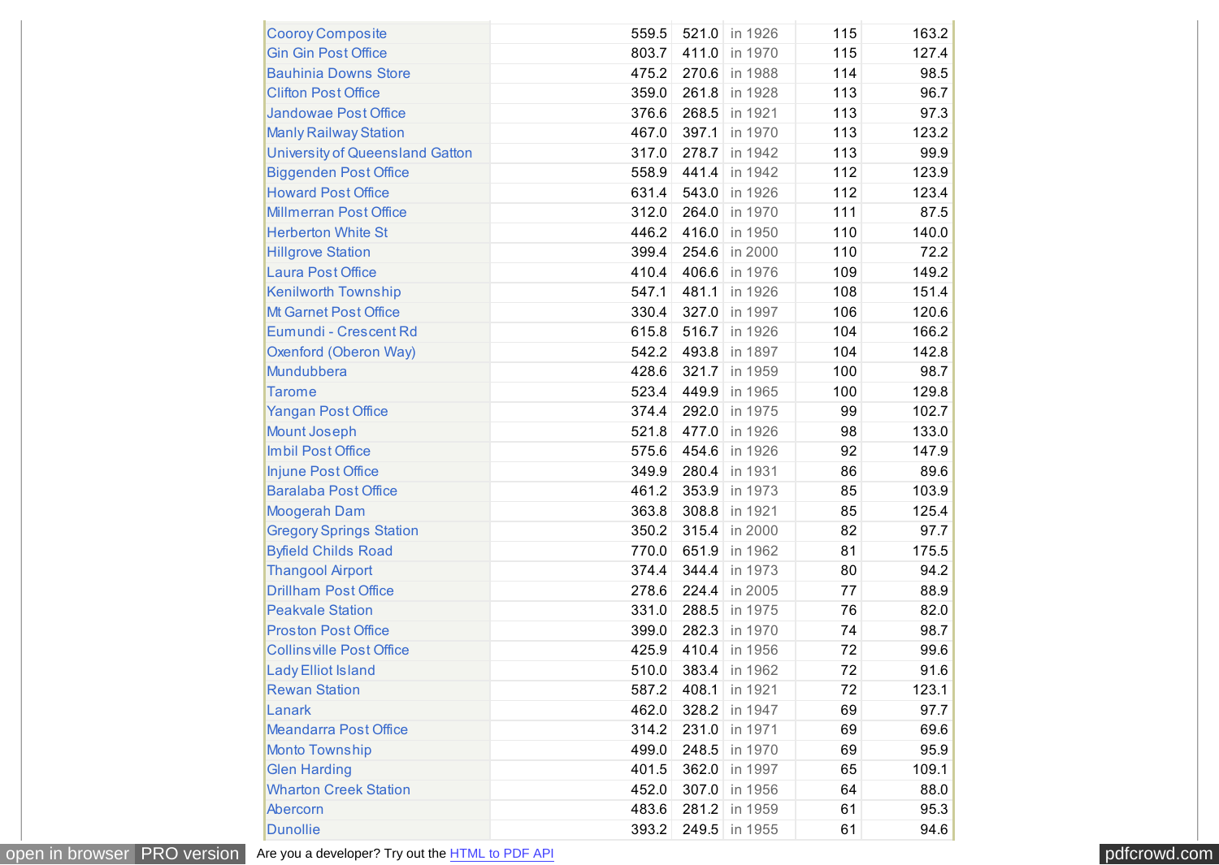| | | | | | |
|---|---|---|---|---|---|
| Cooroy Composite | 559.5 | 521.0 | in 1926 | 115 | 163.2 |
| Gin Gin Post Office | 803.7 | 411.0 | in 1970 | 115 | 127.4 |
| Bauhinia Downs Store | 475.2 | 270.6 | in 1988 | 114 | 98.5 |
| Clifton Post Office | 359.0 | 261.8 | in 1928 | 113 | 96.7 |
| Jandowae Post Office | 376.6 | 268.5 | in 1921 | 113 | 97.3 |
| Manly Railway Station | 467.0 | 397.1 | in 1970 | 113 | 123.2 |
| University of Queensland Gatton | 317.0 | 278.7 | in 1942 | 113 | 99.9 |
| Biggenden Post Office | 558.9 | 441.4 | in 1942 | 112 | 123.9 |
| Howard Post Office | 631.4 | 543.0 | in 1926 | 112 | 123.4 |
| Millmerran Post Office | 312.0 | 264.0 | in 1970 | 111 | 87.5 |
| Herberton White St | 446.2 | 416.0 | in 1950 | 110 | 140.0 |
| Hillgrove Station | 399.4 | 254.6 | in 2000 | 110 | 72.2 |
| Laura Post Office | 410.4 | 406.6 | in 1976 | 109 | 149.2 |
| Kenilworth Township | 547.1 | 481.1 | in 1926 | 108 | 151.4 |
| Mt Garnet Post Office | 330.4 | 327.0 | in 1997 | 106 | 120.6 |
| Eumundi - Crescent Rd | 615.8 | 516.7 | in 1926 | 104 | 166.2 |
| Oxenford (Oberon Way) | 542.2 | 493.8 | in 1897 | 104 | 142.8 |
| Mundubbera | 428.6 | 321.7 | in 1959 | 100 | 98.7 |
| Tarome | 523.4 | 449.9 | in 1965 | 100 | 129.8 |
| Yangan Post Office | 374.4 | 292.0 | in 1975 | 99 | 102.7 |
| Mount Joseph | 521.8 | 477.0 | in 1926 | 98 | 133.0 |
| Imbil Post Office | 575.6 | 454.6 | in 1926 | 92 | 147.9 |
| Injune Post Office | 349.9 | 280.4 | in 1931 | 86 | 89.6 |
| Baralaba Post Office | 461.2 | 353.9 | in 1973 | 85 | 103.9 |
| Moogerah Dam | 363.8 | 308.8 | in 1921 | 85 | 125.4 |
| Gregory Springs Station | 350.2 | 315.4 | in 2000 | 82 | 97.7 |
| Byfield Childs Road | 770.0 | 651.9 | in 1962 | 81 | 175.5 |
| Thangool Airport | 374.4 | 344.4 | in 1973 | 80 | 94.2 |
| Drillham Post Office | 278.6 | 224.4 | in 2005 | 77 | 88.9 |
| Peakvale Station | 331.0 | 288.5 | in 1975 | 76 | 82.0 |
| Proston Post Office | 399.0 | 282.3 | in 1970 | 74 | 98.7 |
| Collinsville Post Office | 425.9 | 410.4 | in 1956 | 72 | 99.6 |
| Lady Elliot Island | 510.0 | 383.4 | in 1962 | 72 | 91.6 |
| Rewan Station | 587.2 | 408.1 | in 1921 | 72 | 123.1 |
| Lanark | 462.0 | 328.2 | in 1947 | 69 | 97.7 |
| Meandarra Post Office | 314.2 | 231.0 | in 1971 | 69 | 69.6 |
| Monto Township | 499.0 | 248.5 | in 1970 | 69 | 95.9 |
| Glen Harding | 401.5 | 362.0 | in 1997 | 65 | 109.1 |
| Wharton Creek Station | 452.0 | 307.0 | in 1956 | 64 | 88.0 |
| Abercorn | 483.6 | 281.2 | in 1959 | 61 | 95.3 |
| Dunollie | 393.2 | 249.5 | in 1955 | 61 | 94.6 |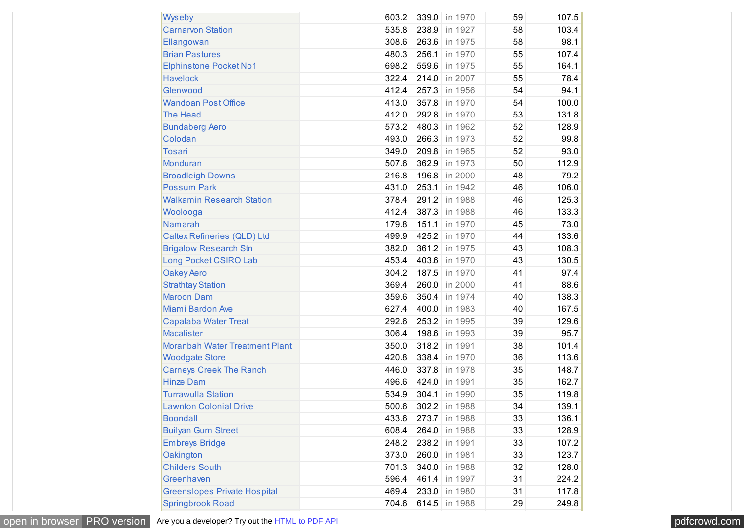| | | | | | | |
|---|---|---|---|---|---|---|
| Wyseby | | 603.2 | 339.0 | in 1970 | 59 | 107.5 |
| Carnarvon Station | | 535.8 | 238.9 | in 1927 | 58 | 103.4 |
| Ellangowan | | 308.6 | 263.6 | in 1975 | 58 | 98.1 |
| Brian Pastures | | 480.3 | 256.1 | in 1970 | 55 | 107.4 |
| Elphinstone Pocket No1 | | 698.2 | 559.6 | in 1975 | 55 | 164.1 |
| Havelock | | 322.4 | 214.0 | in 2007 | 55 | 78.4 |
| Glenwood | | 412.4 | 257.3 | in 1956 | 54 | 94.1 |
| Wandoan Post Office | | 413.0 | 357.8 | in 1970 | 54 | 100.0 |
| The Head | | 412.0 | 292.8 | in 1970 | 53 | 131.8 |
| Bundaberg Aero | | 573.2 | 480.3 | in 1962 | 52 | 128.9 |
| Colodan | | 493.0 | 266.3 | in 1973 | 52 | 99.8 |
| Tosari | | 349.0 | 209.8 | in 1965 | 52 | 93.0 |
| Monduran | | 507.6 | 362.9 | in 1973 | 50 | 112.9 |
| Broadleigh Downs | | 216.8 | 196.8 | in 2000 | 48 | 79.2 |
| Possum Park | | 431.0 | 253.1 | in 1942 | 46 | 106.0 |
| Walkamin Research Station | | 378.4 | 291.2 | in 1988 | 46 | 125.3 |
| Woolooga | | 412.4 | 387.3 | in 1988 | 46 | 133.3 |
| Namarah | | 179.8 | 151.1 | in 1970 | 45 | 73.0 |
| Caltex Refineries (QLD) Ltd | | 499.9 | 425.2 | in 1970 | 44 | 133.6 |
| Brigalow Research Stn | | 382.0 | 361.2 | in 1975 | 43 | 108.3 |
| Long Pocket CSIRO Lab | | 453.4 | 403.6 | in 1970 | 43 | 130.5 |
| Oakey Aero | | 304.2 | 187.5 | in 1970 | 41 | 97.4 |
| Strathtay Station | | 369.4 | 260.0 | in 2000 | 41 | 88.6 |
| Maroon Dam | | 359.6 | 350.4 | in 1974 | 40 | 138.3 |
| Miami Bardon Ave | | 627.4 | 400.0 | in 1983 | 40 | 167.5 |
| Capalaba Water Treat | | 292.6 | 253.2 | in 1995 | 39 | 129.6 |
| Macalister | | 306.4 | 198.6 | in 1993 | 39 | 95.7 |
| Moranbah Water Treatment Plant | | 350.0 | 318.2 | in 1991 | 38 | 101.4 |
| Woodgate Store | | 420.8 | 338.4 | in 1970 | 36 | 113.6 |
| Carneys Creek The Ranch | | 446.0 | 337.8 | in 1978 | 35 | 148.7 |
| Hinze Dam | | 496.6 | 424.0 | in 1991 | 35 | 162.7 |
| Turrawulla Station | | 534.9 | 304.1 | in 1990 | 35 | 119.8 |
| Lawnton Colonial Drive | | 500.6 | 302.2 | in 1988 | 34 | 139.1 |
| Boondall | | 433.6 | 273.7 | in 1988 | 33 | 136.1 |
| Builyan Gum Street | | 608.4 | 264.0 | in 1988 | 33 | 128.9 |
| Embreys Bridge | | 248.2 | 238.2 | in 1991 | 33 | 107.2 |
| Oakington | | 373.0 | 260.0 | in 1981 | 33 | 123.7 |
| Childers South | | 701.3 | 340.0 | in 1988 | 32 | 128.0 |
| Greenhaven | | 596.4 | 461.4 | in 1997 | 31 | 224.2 |
| Greenslopes Private Hospital | | 469.4 | 233.0 | in 1980 | 31 | 117.8 |
| Springbrook Road | | 704.6 | 614.5 | in 1988 | 29 | 249.8 |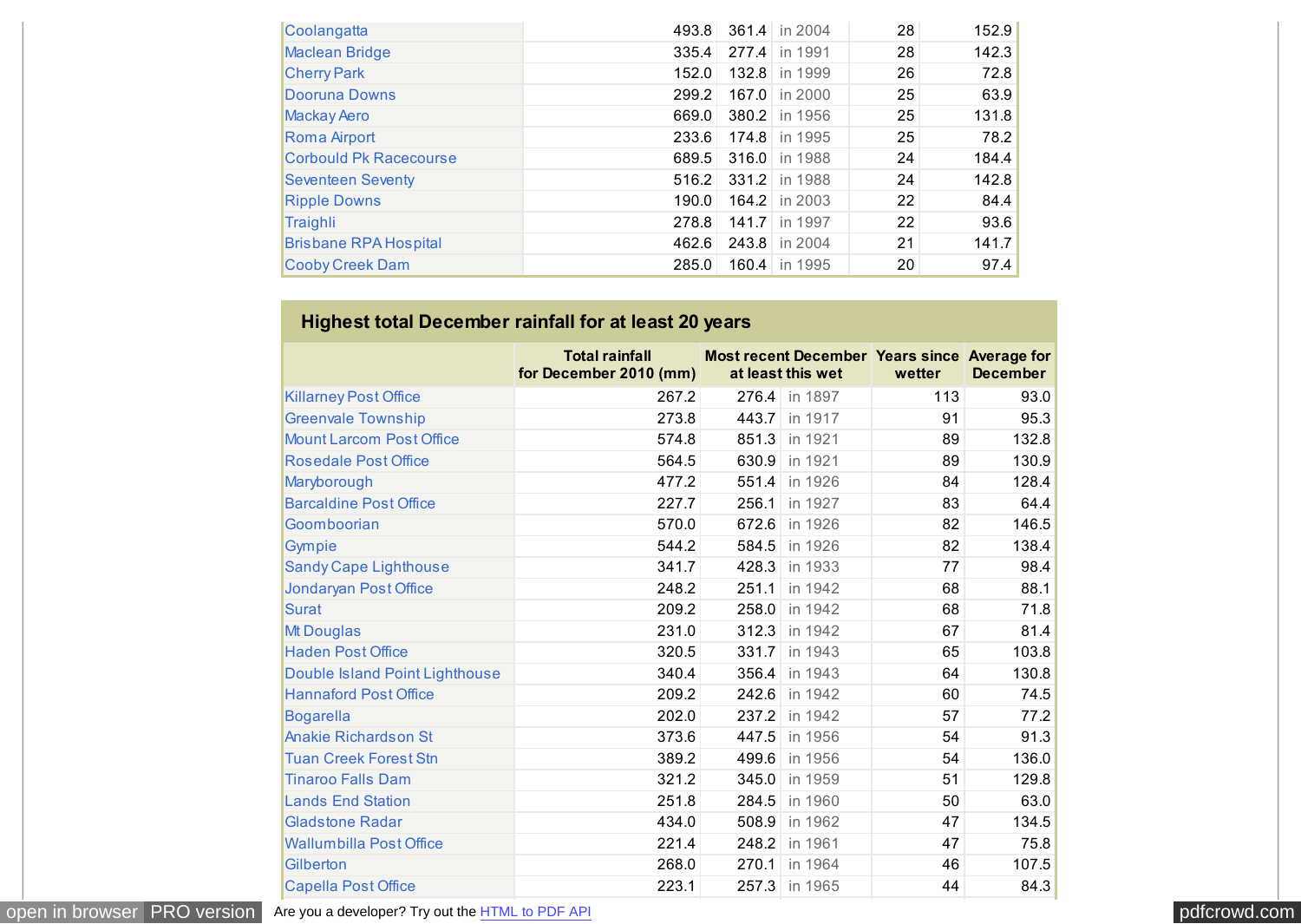| | | | | | |
|---|---|---|---|---|---|
| Coolangatta | 493.8 | 361.4 | in 2004 | 28 | 152.9 |
| Maclean Bridge | 335.4 | 277.4 | in 1991 | 28 | 142.3 |
| Cherry Park | 152.0 | 132.8 | in 1999 | 26 | 72.8 |
| Dooruna Downs | 299.2 | 167.0 | in 2000 | 25 | 63.9 |
| Mackay Aero | 669.0 | 380.2 | in 1956 | 25 | 131.8 |
| Roma Airport | 233.6 | 174.8 | in 1995 | 25 | 78.2 |
| Corbould Pk Racecourse | 689.5 | 316.0 | in 1988 | 24 | 184.4 |
| Seventeen Seventy | 516.2 | 331.2 | in 1988 | 24 | 142.8 |
| Ripple Downs | 190.0 | 164.2 | in 2003 | 22 | 84.4 |
| Traighli | 278.8 | 141.7 | in 1997 | 22 | 93.6 |
| Brisbane RPA Hospital | 462.6 | 243.8 | in 2004 | 21 | 141.7 |
| Cooby Creek Dam | 285.0 | 160.4 | in 1995 | 20 | 97.4 |

## Highest total December rainfall for at least 20 years

| | Total rainfall for December 2010 (mm) | Most recent December at least this wet | | Years since wetter | Average for December |
|---|---|---|---|---|---|
| Killarney Post Office | 267.2 | 276.4 | in 1897 | 113 | 93.0 |
| Greenvale Township | 273.8 | 443.7 | in 1917 | 91 | 95.3 |
| Mount Larcom Post Office | 574.8 | 851.3 | in 1921 | 89 | 132.8 |
| Rosedale Post Office | 564.5 | 630.9 | in 1921 | 89 | 130.9 |
| Maryborough | 477.2 | 551.4 | in 1926 | 84 | 128.4 |
| Barcaldine Post Office | 227.7 | 256.1 | in 1927 | 83 | 64.4 |
| Goomboorian | 570.0 | 672.6 | in 1926 | 82 | 146.5 |
| Gympie | 544.2 | 584.5 | in 1926 | 82 | 138.4 |
| Sandy Cape Lighthouse | 341.7 | 428.3 | in 1933 | 77 | 98.4 |
| Jondaryan Post Office | 248.2 | 251.1 | in 1942 | 68 | 88.1 |
| Surat | 209.2 | 258.0 | in 1942 | 68 | 71.8 |
| Mt Douglas | 231.0 | 312.3 | in 1942 | 67 | 81.4 |
| Haden Post Office | 320.5 | 331.7 | in 1943 | 65 | 103.8 |
| Double Island Point Lighthouse | 340.4 | 356.4 | in 1943 | 64 | 130.8 |
| Hannaford Post Office | 209.2 | 242.6 | in 1942 | 60 | 74.5 |
| Bogarella | 202.0 | 237.2 | in 1942 | 57 | 77.2 |
| Anakie Richardson St | 373.6 | 447.5 | in 1956 | 54 | 91.3 |
| Tuan Creek Forest Stn | 389.2 | 499.6 | in 1956 | 54 | 136.0 |
| Tinaroo Falls Dam | 321.2 | 345.0 | in 1959 | 51 | 129.8 |
| Lands End Station | 251.8 | 284.5 | in 1960 | 50 | 63.0 |
| Gladstone Radar | 434.0 | 508.9 | in 1962 | 47 | 134.5 |
| Wallumbilla Post Office | 221.4 | 248.2 | in 1961 | 47 | 75.8 |
| Gilberton | 268.0 | 270.1 | in 1964 | 46 | 107.5 |
| Capella Post Office | 223.1 | 257.3 | in 1965 | 44 | 84.3 |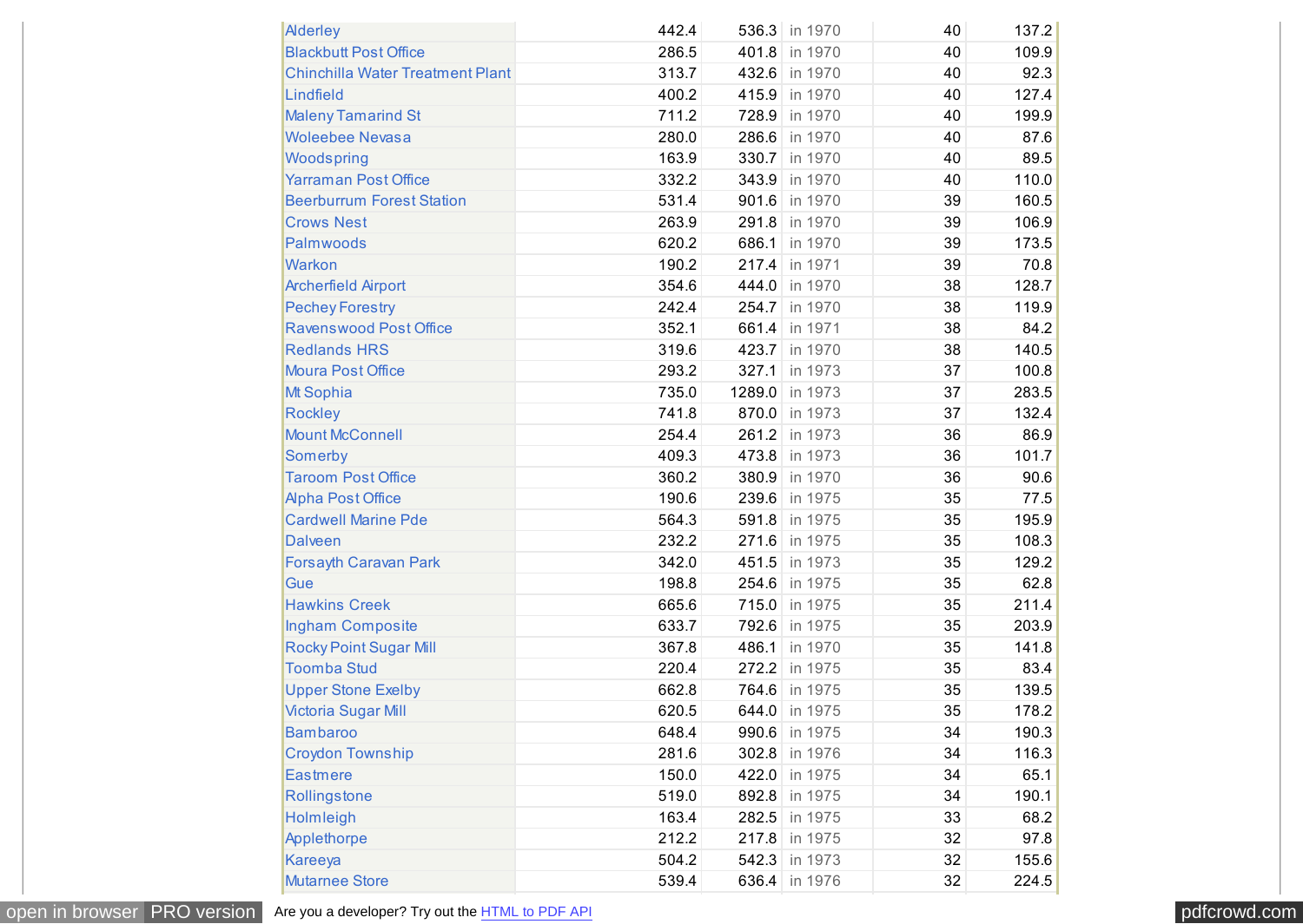| | | | | | |
|---|---|---|---|---|---|
| Alderley | 442.4 | 536.3 | in 1970 | 40 | 137.2 |
| Blackbutt Post Office | 286.5 | 401.8 | in 1970 | 40 | 109.9 |
| Chinchilla Water Treatment Plant | 313.7 | 432.6 | in 1970 | 40 | 92.3 |
| Lindfield | 400.2 | 415.9 | in 1970 | 40 | 127.4 |
| Maleny Tamarind St | 711.2 | 728.9 | in 1970 | 40 | 199.9 |
| Woleebee Nevasa | 280.0 | 286.6 | in 1970 | 40 | 87.6 |
| Woodspring | 163.9 | 330.7 | in 1970 | 40 | 89.5 |
| Yarraman Post Office | 332.2 | 343.9 | in 1970 | 40 | 110.0 |
| Beerburrum Forest Station | 531.4 | 901.6 | in 1970 | 39 | 160.5 |
| Crows Nest | 263.9 | 291.8 | in 1970 | 39 | 106.9 |
| Palmwoods | 620.2 | 686.1 | in 1970 | 39 | 173.5 |
| Warkon | 190.2 | 217.4 | in 1971 | 39 | 70.8 |
| Archerfield Airport | 354.6 | 444.0 | in 1970 | 38 | 128.7 |
| Pechey Forestry | 242.4 | 254.7 | in 1970 | 38 | 119.9 |
| Ravenswood Post Office | 352.1 | 661.4 | in 1971 | 38 | 84.2 |
| Redlands HRS | 319.6 | 423.7 | in 1970 | 38 | 140.5 |
| Moura Post Office | 293.2 | 327.1 | in 1973 | 37 | 100.8 |
| Mt Sophia | 735.0 | 1289.0 | in 1973 | 37 | 283.5 |
| Rockley | 741.8 | 870.0 | in 1973 | 37 | 132.4 |
| Mount McConnell | 254.4 | 261.2 | in 1973 | 36 | 86.9 |
| Somerby | 409.3 | 473.8 | in 1973 | 36 | 101.7 |
| Taroom Post Office | 360.2 | 380.9 | in 1970 | 36 | 90.6 |
| Alpha Post Office | 190.6 | 239.6 | in 1975 | 35 | 77.5 |
| Cardwell Marine Pde | 564.3 | 591.8 | in 1975 | 35 | 195.9 |
| Dalveen | 232.2 | 271.6 | in 1975 | 35 | 108.3 |
| Forsayth Caravan Park | 342.0 | 451.5 | in 1973 | 35 | 129.2 |
| Gue | 198.8 | 254.6 | in 1975 | 35 | 62.8 |
| Hawkins Creek | 665.6 | 715.0 | in 1975 | 35 | 211.4 |
| Ingham Composite | 633.7 | 792.6 | in 1975 | 35 | 203.9 |
| Rocky Point Sugar Mill | 367.8 | 486.1 | in 1970 | 35 | 141.8 |
| Toomba Stud | 220.4 | 272.2 | in 1975 | 35 | 83.4 |
| Upper Stone Exelby | 662.8 | 764.6 | in 1975 | 35 | 139.5 |
| Victoria Sugar Mill | 620.5 | 644.0 | in 1975 | 35 | 178.2 |
| Bambaroo | 648.4 | 990.6 | in 1975 | 34 | 190.3 |
| Croydon Township | 281.6 | 302.8 | in 1976 | 34 | 116.3 |
| Eastmere | 150.0 | 422.0 | in 1975 | 34 | 65.1 |
| Rollingstone | 519.0 | 892.8 | in 1975 | 34 | 190.1 |
| Holmleigh | 163.4 | 282.5 | in 1975 | 33 | 68.2 |
| Applethorpe | 212.2 | 217.8 | in 1975 | 32 | 97.8 |
| Kareeya | 504.2 | 542.3 | in 1973 | 32 | 155.6 |
| Mutarnee Store | 539.4 | 636.4 | in 1976 | 32 | 224.5 |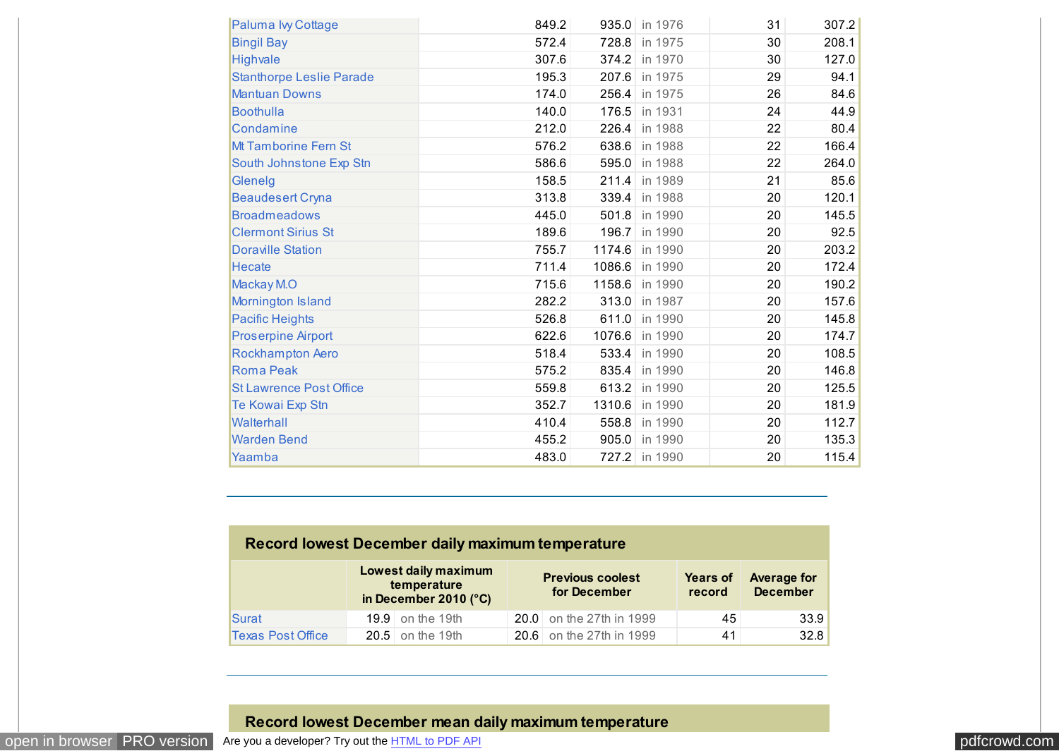| | | | | | |
|---|---|---|---|---|---|
| Paluma Ivy Cottage | 849.2 | 935.0 | in 1976 | 31 | 307.2 |
| Bingil Bay | 572.4 | 728.8 | in 1975 | 30 | 208.1 |
| Highvale | 307.6 | 374.2 | in 1970 | 30 | 127.0 |
| Stanthorpe Leslie Parade | 195.3 | 207.6 | in 1975 | 29 | 94.1 |
| Mantuan Downs | 174.0 | 256.4 | in 1975 | 26 | 84.6 |
| Boothulla | 140.0 | 176.5 | in 1931 | 24 | 44.9 |
| Condamine | 212.0 | 226.4 | in 1988 | 22 | 80.4 |
| Mt Tamborine Fern St | 576.2 | 638.6 | in 1988 | 22 | 166.4 |
| South Johnstone Exp Stn | 586.6 | 595.0 | in 1988 | 22 | 264.0 |
| Glenelg | 158.5 | 211.4 | in 1989 | 21 | 85.6 |
| Beaudesert Cryna | 313.8 | 339.4 | in 1988 | 20 | 120.1 |
| Broadmeadows | 445.0 | 501.8 | in 1990 | 20 | 145.5 |
| Clermont Sirius St | 189.6 | 196.7 | in 1990 | 20 | 92.5 |
| Doraville Station | 755.7 | 1174.6 | in 1990 | 20 | 203.2 |
| Hecate | 711.4 | 1086.6 | in 1990 | 20 | 172.4 |
| Mackay M.O | 715.6 | 1158.6 | in 1990 | 20 | 190.2 |
| Mornington Island | 282.2 | 313.0 | in 1987 | 20 | 157.6 |
| Pacific Heights | 526.8 | 611.0 | in 1990 | 20 | 145.8 |
| Proserpine Airport | 622.6 | 1076.6 | in 1990 | 20 | 174.7 |
| Rockhampton Aero | 518.4 | 533.4 | in 1990 | 20 | 108.5 |
| Roma Peak | 575.2 | 835.4 | in 1990 | 20 | 146.8 |
| St Lawrence Post Office | 559.8 | 613.2 | in 1990 | 20 | 125.5 |
| Te Kowai Exp Stn | 352.7 | 1310.6 | in 1990 | 20 | 181.9 |
| Walterhall | 410.4 | 558.8 | in 1990 | 20 | 112.7 |
| Warden Bend | 455.2 | 905.0 | in 1990 | 20 | 135.3 |
| Yaamba | 483.0 | 727.2 | in 1990 | 20 | 115.4 |

## Record lowest December daily maximum temperature

| | Lowest daily maximum temperature in December 2010 (°C) | | Previous coolest for December | | Years of record | Average for December |
|---|---|---|---|---|---|---|
| Surat | 19.9 | on the 19th | 20.0 | on the 27th in 1999 | 45 | 33.9 |
| Texas Post Office | 20.5 | on the 19th | 20.6 | on the 27th in 1999 | 41 | 32.8 |

## Record lowest December mean daily maximum temperature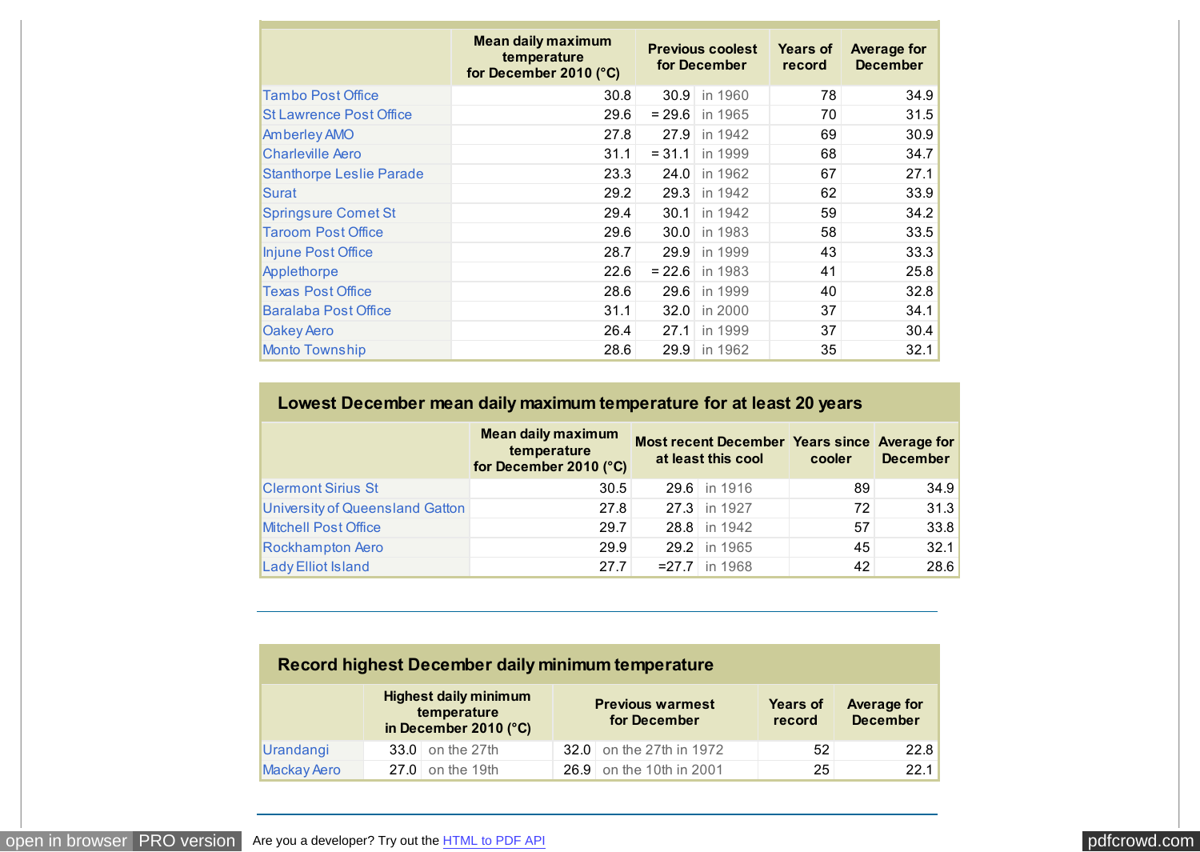| | Mean daily maximum temperature for December 2010 (°C) | Previous coolest for December | | Years of record | Average for December |
|---|---|---|---|---|---|
| Tambo Post Office | 30.8 | 30.9 | in 1960 | 78 | 34.9 |
| St Lawrence Post Office | 29.6 | = 29.6 | in 1965 | 70 | 31.5 |
| Amberley AMO | 27.8 | 27.9 | in 1942 | 69 | 30.9 |
| Charleville Aero | 31.1 | = 31.1 | in 1999 | 68 | 34.7 |
| Stanthorpe Leslie Parade | 23.3 | 24.0 | in 1962 | 67 | 27.1 |
| Surat | 29.2 | 29.3 | in 1942 | 62 | 33.9 |
| Springsure Comet St | 29.4 | 30.1 | in 1942 | 59 | 34.2 |
| Taroom Post Office | 29.6 | 30.0 | in 1983 | 58 | 33.5 |
| Injune Post Office | 28.7 | 29.9 | in 1999 | 43 | 33.3 |
| Applethorpe | 22.6 | = 22.6 | in 1983 | 41 | 25.8 |
| Texas Post Office | 28.6 | 29.6 | in 1999 | 40 | 32.8 |
| Baralaba Post Office | 31.1 | 32.0 | in 2000 | 37 | 34.1 |
| Oakey Aero | 26.4 | 27.1 | in 1999 | 37 | 30.4 |
| Monto Township | 28.6 | 29.9 | in 1962 | 35 | 32.1 |

## Lowest December mean daily maximum temperature for at least 20 years

| | Mean daily maximum temperature for December 2010 (°C) | Most recent December at least this cool | | Years since cooler | Average for December |
|---|---|---|---|---|---|
| Clermont Sirius St | 30.5 | 29.6 | in 1916 | 89 | 34.9 |
| University of Queensland Gatton | 27.8 | 27.3 | in 1927 | 72 | 31.3 |
| Mitchell Post Office | 29.7 | 28.8 | in 1942 | 57 | 33.8 |
| Rockhampton Aero | 29.9 | 29.2 | in 1965 | 45 | 32.1 |
| Lady Elliot Island | 27.7 | =27.7 | in 1968 | 42 | 28.6 |

## Record highest December daily minimum temperature

| | Highest daily minimum temperature in December 2010 (°C) | | Previous warmest for December | | Years of record | Average for December |
|---|---|---|---|---|---|---|
| Urandangi | 33.0 | on the 27th | 32.0 | on the 27th in 1972 | 52 | 22.8 |
| Mackay Aero | 27.0 | on the 19th | 26.9 | on the 10th in 2001 | 25 | 22.1 |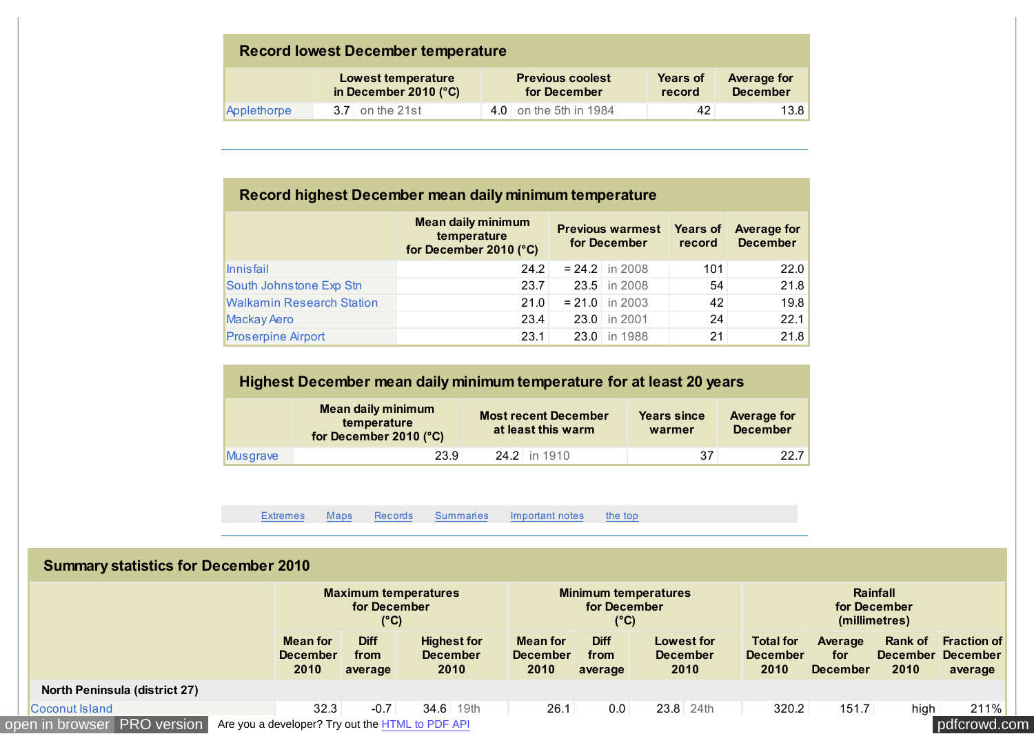## Record lowest December temperature

| | Lowest temperature in December 2010 (°C) | | Previous coolest for December | | Years of record | Average for December |
|---|---|---|---|---|---|---|
| Applethorpe | 3.7 | on the 21st | 4.0 | on the 5th in 1984 | 42 | 13.8 |

## Record highest December mean daily minimum temperature

| | Mean daily minimum temperature for December 2010 (°C) | Previous warmest for December | | Years of record | Average for December |
|---|---|---|---|---|---|
| Innisfail | 24.2 | = 24.2 | in 2008 | 101 | 22.0 |
| South Johnstone Exp Stn | 23.7 | 23.5 | in 2008 | 54 | 21.8 |
| Walkamin Research Station | 21.0 | = 21.0 | in 2003 | 42 | 19.8 |
| Mackay Aero | 23.4 | 23.0 | in 2001 | 24 | 22.1 |
| Proserpine Airport | 23.1 | 23.0 | in 1988 | 21 | 21.8 |

## Highest December mean daily minimum temperature for at least 20 years

| | Mean daily minimum temperature for December 2010 (°C) | Most recent December at least this warm | | Years since warmer | Average for December |
|---|---|---|---|---|---|
| Musgrave | 23.9 | 24.2 | in 1910 | 37 | 22.7 |

Extremes Maps Records Summaries Important notes the top

## Summary statistics for December 2010

| | Maximum temperatures for December (°C) | | | | Minimum temperatures for December (°C) | | | | Rainfall for December (millimetres) | | | |
|---|---|---|---|---|---|---|---|---|---|---|---|---|
| | Mean for December 2010 | Diff from average | Highest for December 2010 | | Mean for December 2010 | Diff from average | Lowest for December 2010 | | Total for December 2010 | Average for December | Rank of December 2010 | Fraction of December average |
| **North Peninsula (district 27)** | | | | | | | | | | | | |
| Coconut Island | 32.3 | -0.7 | 34.6 | 19th | 26.1 | 0.0 | 23.8 | 24th | 320.2 | 151.7 | high | 211% |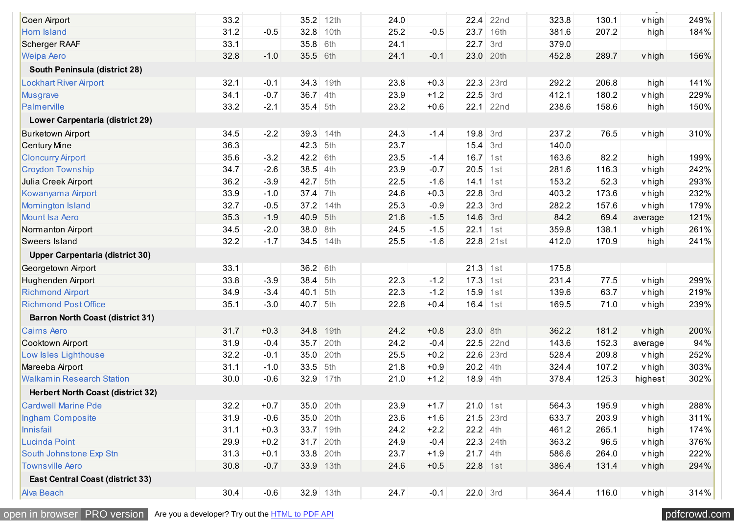| | | | | | | | | | | | | |
|---|---|---|---|---|---|---|---|---|---|---|---|---|
| Coen Airport | 33.2 | | 35.2 | 12th | 24.0 | | 22.4 | 22nd | 323.8 | 130.1 | vhigh | 249% |
| Horn Island | 31.2 | -0.5 | 32.8 | 10th | 25.2 | -0.5 | 23.7 | 16th | 381.6 | 207.2 | high | 184% |
| Scherger RAAF | 33.1 | | 35.8 | 6th | 24.1 | | 22.7 | 3rd | 379.0 | | | |
| Weipa Aero | 32.8 | -1.0 | 35.5 | 6th | 24.1 | -0.1 | 23.0 | 20th | 452.8 | 289.7 | vhigh | 156% |
| **South Peninsula (district 28)** | | | | | | | | | | | | |
| Lockhart River Airport | 32.1 | -0.1 | 34.3 | 19th | 23.8 | +0.3 | 22.3 | 23rd | 292.2 | 206.8 | high | 141% |
| Musgrave | 34.1 | -0.7 | 36.7 | 4th | 23.9 | +1.2 | 22.5 | 3rd | 412.1 | 180.2 | vhigh | 229% |
| Palmerville | 33.2 | -2.1 | 35.4 | 5th | 23.2 | +0.6 | 22.1 | 22nd | 238.6 | 158.6 | high | 150% |
| **Lower Carpentaria (district 29)** | | | | | | | | | | | | |
| Burketown Airport | 34.5 | -2.2 | 39.3 | 14th | 24.3 | -1.4 | 19.8 | 3rd | 237.2 | 76.5 | vhigh | 310% |
| Century Mine | 36.3 | | 42.3 | 5th | 23.7 | | 15.4 | 3rd | 140.0 | | | |
| Cloncurry Airport | 35.6 | -3.2 | 42.2 | 6th | 23.5 | -1.4 | 16.7 | 1st | 163.6 | 82.2 | high | 199% |
| Croydon Township | 34.7 | -2.6 | 38.5 | 4th | 23.9 | -0.7 | 20.5 | 1st | 281.6 | 116.3 | vhigh | 242% |
| Julia Creek Airport | 36.2 | -3.9 | 42.7 | 5th | 22.5 | -1.6 | 14.1 | 1st | 153.2 | 52.3 | vhigh | 293% |
| Kowanyama Airport | 33.9 | -1.0 | 37.4 | 7th | 24.6 | +0.3 | 22.8 | 3rd | 403.2 | 173.6 | vhigh | 232% |
| Mornington Island | 32.7 | -0.5 | 37.2 | 14th | 25.3 | -0.9 | 22.3 | 3rd | 282.2 | 157.6 | vhigh | 179% |
| Mount Isa Aero | 35.3 | -1.9 | 40.9 | 5th | 21.6 | -1.5 | 14.6 | 3rd | 84.2 | 69.4 | average | 121% |
| Normanton Airport | 34.5 | -2.0 | 38.0 | 8th | 24.5 | -1.5 | 22.1 | 1st | 359.8 | 138.1 | vhigh | 261% |
| Sweers Island | 32.2 | -1.7 | 34.5 | 14th | 25.5 | -1.6 | 22.8 | 21st | 412.0 | 170.9 | high | 241% |
| **Upper Carpentaria (district 30)** | | | | | | | | | | | | |
| Georgetown Airport | 33.1 | | 36.2 | 6th | | | 21.3 | 1st | 175.8 | | | |
| Hughenden Airport | 33.8 | -3.9 | 38.4 | 5th | 22.3 | -1.2 | 17.3 | 1st | 231.4 | 77.5 | vhigh | 299% |
| Richmond Airport | 34.9 | -3.4 | 40.1 | 5th | 22.3 | -1.2 | 15.9 | 1st | 139.6 | 63.7 | vhigh | 219% |
| Richmond Post Office | 35.1 | -3.0 | 40.7 | 5th | 22.8 | +0.4 | 16.4 | 1st | 169.5 | 71.0 | vhigh | 239% |
| **Barron North Coast (district 31)** | | | | | | | | | | | | |
| Cairns Aero | 31.7 | +0.3 | 34.8 | 19th | 24.2 | +0.8 | 23.0 | 8th | 362.2 | 181.2 | vhigh | 200% |
| Cooktown Airport | 31.9 | -0.4 | 35.7 | 20th | 24.2 | -0.4 | 22.5 | 22nd | 143.6 | 152.3 | average | 94% |
| Low Isles Lighthouse | 32.2 | -0.1 | 35.0 | 20th | 25.5 | +0.2 | 22.6 | 23rd | 528.4 | 209.8 | vhigh | 252% |
| Mareeba Airport | 31.1 | -1.0 | 33.5 | 5th | 21.8 | +0.9 | 20.2 | 4th | 324.4 | 107.2 | vhigh | 303% |
| Walkamin Research Station | 30.0 | -0.6 | 32.9 | 17th | 21.0 | +1.2 | 18.9 | 4th | 378.4 | 125.3 | highest | 302% |
| **Herbert North Coast (district 32)** | | | | | | | | | | | | |
| Cardwell Marine Pde | 32.2 | +0.7 | 35.0 | 20th | 23.9 | +1.7 | 21.0 | 1st | 564.3 | 195.9 | vhigh | 288% |
| Ingham Composite | 31.9 | -0.6 | 35.0 | 20th | 23.6 | +1.6 | 21.5 | 23rd | 633.7 | 203.9 | vhigh | 311% |
| Innisfail | 31.1 | +0.3 | 33.7 | 19th | 24.2 | +2.2 | 22.2 | 4th | 461.2 | 265.1 | high | 174% |
| Lucinda Point | 29.9 | +0.2 | 31.7 | 20th | 24.9 | -0.4 | 22.3 | 24th | 363.2 | 96.5 | vhigh | 376% |
| South Johnstone Exp Stn | 31.3 | +0.1 | 33.8 | 20th | 23.7 | +1.9 | 21.7 | 4th | 586.6 | 264.0 | vhigh | 222% |
| Townsville Aero | 30.8 | -0.7 | 33.9 | 13th | 24.6 | +0.5 | 22.8 | 1st | 386.4 | 131.4 | vhigh | 294% |
| **East Central Coast (district 33)** | | | | | | | | | | | | |
| Alva Beach | 30.4 | -0.6 | 32.9 | 13th | 24.7 | -0.1 | 22.0 | 3rd | 364.4 | 116.0 | vhigh | 314% |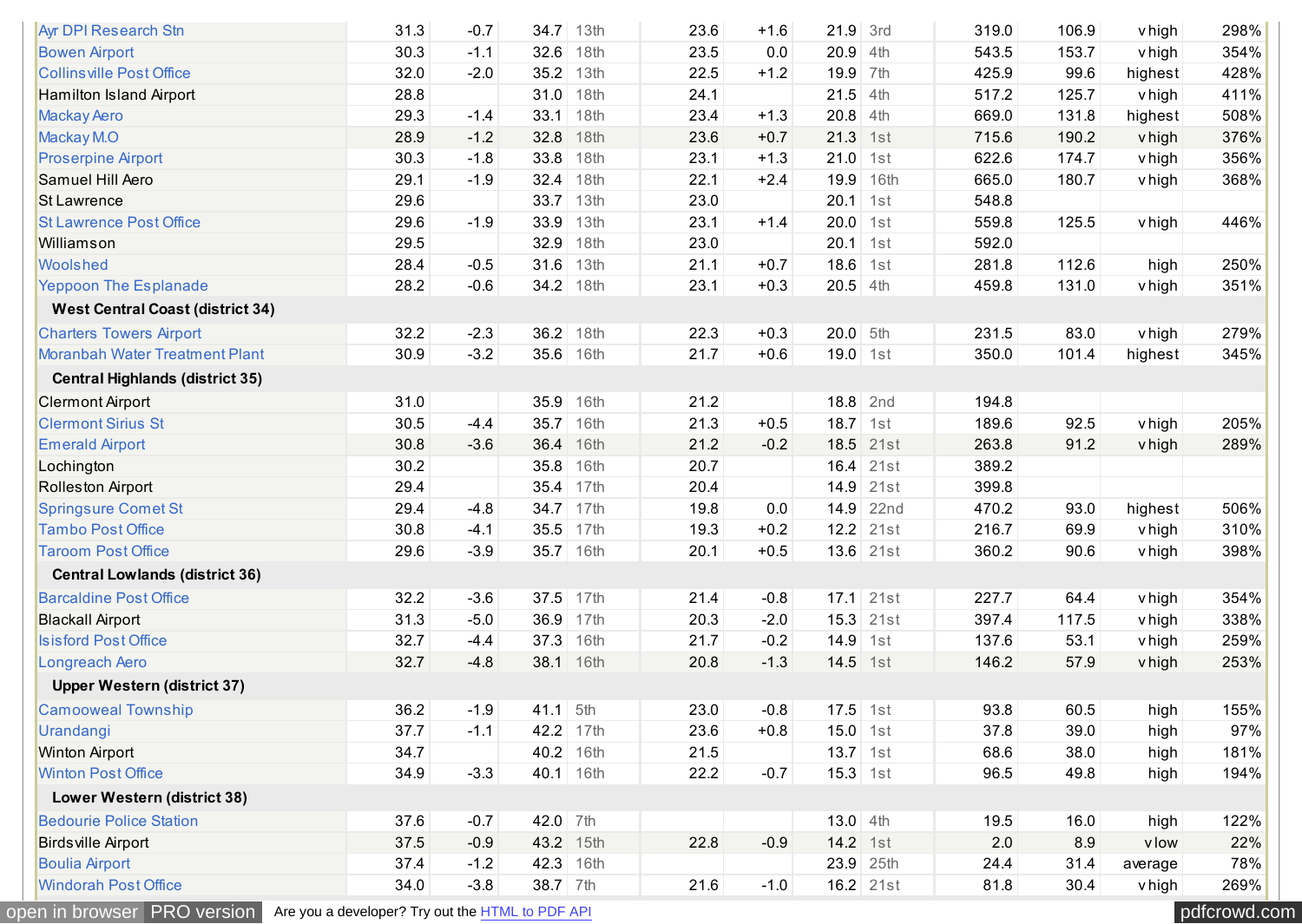| | | | | | | | | | | | | |
|---|---|---|---|---|---|---|---|---|---|---|---|---|
| Ayr DPI Research Stn | 31.3 | -0.7 | 34.7 | 13th | 23.6 | +1.6 | 21.9 | 3rd | 319.0 | 106.9 | vhigh | 298% |
| Bowen Airport | 30.3 | -1.1 | 32.6 | 18th | 23.5 | 0.0 | 20.9 | 4th | 543.5 | 153.7 | vhigh | 354% |
| Collinsville Post Office | 32.0 | -2.0 | 35.2 | 13th | 22.5 | +1.2 | 19.9 | 7th | 425.9 | 99.6 | highest | 428% |
| Hamilton Island Airport | 28.8 | | 31.0 | 18th | 24.1 | | 21.5 | 4th | 517.2 | 125.7 | vhigh | 411% |
| Mackay Aero | 29.3 | -1.4 | 33.1 | 18th | 23.4 | +1.3 | 20.8 | 4th | 669.0 | 131.8 | highest | 508% |
| Mackay M.O | 28.9 | -1.2 | 32.8 | 18th | 23.6 | +0.7 | 21.3 | 1st | 715.6 | 190.2 | vhigh | 376% |
| Proserpine Airport | 30.3 | -1.8 | 33.8 | 18th | 23.1 | +1.3 | 21.0 | 1st | 622.6 | 174.7 | vhigh | 356% |
| Samuel Hill Aero | 29.1 | -1.9 | 32.4 | 18th | 22.1 | +2.4 | 19.9 | 16th | 665.0 | 180.7 | vhigh | 368% |
| St Lawrence | 29.6 | | 33.7 | 13th | 23.0 | | 20.1 | 1st | 548.8 | | | |
| St Lawrence Post Office | 29.6 | -1.9 | 33.9 | 13th | 23.1 | +1.4 | 20.0 | 1st | 559.8 | 125.5 | vhigh | 446% |
| Williamson | 29.5 | | 32.9 | 18th | 23.0 | | 20.1 | 1st | 592.0 | | | |
| Woolshed | 28.4 | -0.5 | 31.6 | 13th | 21.1 | +0.7 | 18.6 | 1st | 281.8 | 112.6 | high | 250% |
| Yeppoon The Esplanade | 28.2 | -0.6 | 34.2 | 18th | 23.1 | +0.3 | 20.5 | 4th | 459.8 | 131.0 | vhigh | 351% |
| **West Central Coast (district 34)** | | | | | | | | | | | | |
| Charters Towers Airport | 32.2 | -2.3 | 36.2 | 18th | 22.3 | +0.3 | 20.0 | 5th | 231.5 | 83.0 | vhigh | 279% |
| Moranbah Water Treatment Plant | 30.9 | -3.2 | 35.6 | 16th | 21.7 | +0.6 | 19.0 | 1st | 350.0 | 101.4 | highest | 345% |
| **Central Highlands (district 35)** | | | | | | | | | | | | |
| Clermont Airport | 31.0 | | 35.9 | 16th | 21.2 | | 18.8 | 2nd | 194.8 | | | |
| Clermont Sirius St | 30.5 | -4.4 | 35.7 | 16th | 21.3 | +0.5 | 18.7 | 1st | 189.6 | 92.5 | vhigh | 205% |
| Emerald Airport | 30.8 | -3.6 | 36.4 | 16th | 21.2 | -0.2 | 18.5 | 21st | 263.8 | 91.2 | vhigh | 289% |
| Lochington | 30.2 | | 35.8 | 16th | 20.7 | | 16.4 | 21st | 389.2 | | | |
| Rolleston Airport | 29.4 | | 35.4 | 17th | 20.4 | | 14.9 | 21st | 399.8 | | | |
| Springsure Comet St | 29.4 | -4.8 | 34.7 | 17th | 19.8 | 0.0 | 14.9 | 22nd | 470.2 | 93.0 | highest | 506% |
| Tambo Post Office | 30.8 | -4.1 | 35.5 | 17th | 19.3 | +0.2 | 12.2 | 21st | 216.7 | 69.9 | vhigh | 310% |
| Taroom Post Office | 29.6 | -3.9 | 35.7 | 16th | 20.1 | +0.5 | 13.6 | 21st | 360.2 | 90.6 | vhigh | 398% |
| **Central Lowlands (district 36)** | | | | | | | | | | | | |
| Barcaldine Post Office | 32.2 | -3.6 | 37.5 | 17th | 21.4 | -0.8 | 17.1 | 21st | 227.7 | 64.4 | vhigh | 354% |
| Blackall Airport | 31.3 | -5.0 | 36.9 | 17th | 20.3 | -2.0 | 15.3 | 21st | 397.4 | 117.5 | vhigh | 338% |
| Isisford Post Office | 32.7 | -4.4 | 37.3 | 16th | 21.7 | -0.2 | 14.9 | 1st | 137.6 | 53.1 | vhigh | 259% |
| Longreach Aero | 32.7 | -4.8 | 38.1 | 16th | 20.8 | -1.3 | 14.5 | 1st | 146.2 | 57.9 | vhigh | 253% |
| **Upper Western (district 37)** | | | | | | | | | | | | |
| Camooweal Township | 36.2 | -1.9 | 41.1 | 5th | 23.0 | -0.8 | 17.5 | 1st | 93.8 | 60.5 | high | 155% |
| Urandangi | 37.7 | -1.1 | 42.2 | 17th | 23.6 | +0.8 | 15.0 | 1st | 37.8 | 39.0 | high | 97% |
| Winton Airport | 34.7 | | 40.2 | 16th | 21.5 | | 13.7 | 1st | 68.6 | 38.0 | high | 181% |
| Winton Post Office | 34.9 | -3.3 | 40.1 | 16th | 22.2 | -0.7 | 15.3 | 1st | 96.5 | 49.8 | high | 194% |
| **Lower Western (district 38)** | | | | | | | | | | | | |
| Bedourie Police Station | 37.6 | -0.7 | 42.0 | 7th | | | 13.0 | 4th | 19.5 | 16.0 | high | 122% |
| Birdsville Airport | 37.5 | -0.9 | 43.2 | 15th | 22.8 | -0.9 | 14.2 | 1st | 2.0 | 8.9 | vlow | 22% |
| Boulia Airport | 37.4 | -1.2 | 42.3 | 16th | | | 23.9 | 25th | 24.4 | 31.4 | average | 78% |
| Windorah Post Office | 34.0 | -3.8 | 38.7 | 7th | 21.6 | -1.0 | 16.2 | 21st | 81.8 | 30.4 | vhigh | 269% |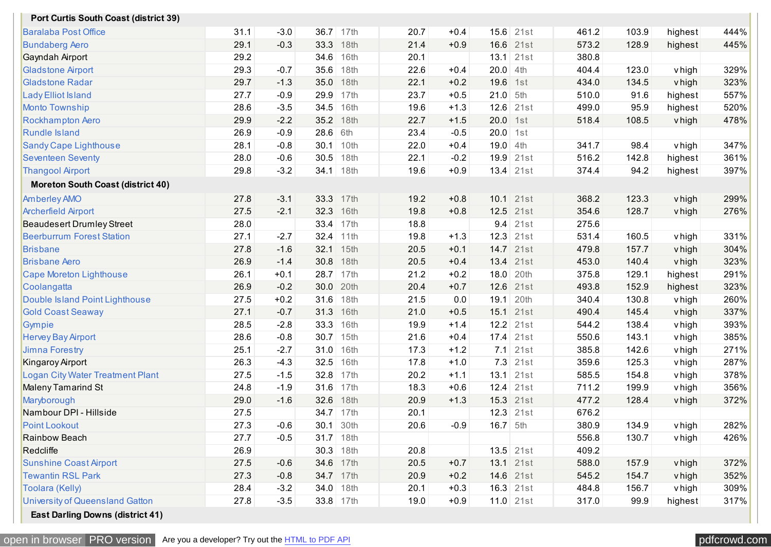| Station | | | | | | | | | | | | |
|---|---|---|---|---|---|---|---|---|---|---|---|---|
| **Port Curtis South Coast (district 39)** | | | | | | | | | | | | |
| Baralaba Post Office | 31.1 | -3.0 | 36.7 | 17th | 20.7 | +0.4 | 15.6 | 21st | 461.2 | 103.9 | highest | 444% |
| Bundaberg Aero | 29.1 | -0.3 | 33.3 | 18th | 21.4 | +0.9 | 16.6 | 21st | 573.2 | 128.9 | highest | 445% |
| Gayndah Airport | 29.2 | | 34.6 | 16th | 20.1 | | 13.1 | 21st | 380.8 | | | |
| Gladstone Airport | 29.3 | -0.7 | 35.6 | 18th | 22.6 | +0.4 | 20.0 | 4th | 404.4 | 123.0 | vhigh | 329% |
| Gladstone Radar | 29.7 | -1.3 | 35.0 | 18th | 22.1 | +0.2 | 19.6 | 1st | 434.0 | 134.5 | vhigh | 323% |
| Lady Elliot Island | 27.7 | -0.9 | 29.9 | 17th | 23.7 | +0.5 | 21.0 | 5th | 510.0 | 91.6 | highest | 557% |
| Monto Township | 28.6 | -3.5 | 34.5 | 16th | 19.6 | +1.3 | 12.6 | 21st | 499.0 | 95.9 | highest | 520% |
| Rockhampton Aero | 29.9 | -2.2 | 35.2 | 18th | 22.7 | +1.5 | 20.0 | 1st | 518.4 | 108.5 | vhigh | 478% |
| Rundle Island | 26.9 | -0.9 | 28.6 | 6th | 23.4 | -0.5 | 20.0 | 1st | | | | |
| Sandy Cape Lighthouse | 28.1 | -0.8 | 30.1 | 10th | 22.0 | +0.4 | 19.0 | 4th | 341.7 | 98.4 | vhigh | 347% |
| Seventeen Seventy | 28.0 | -0.6 | 30.5 | 18th | 22.1 | -0.2 | 19.9 | 21st | 516.2 | 142.8 | highest | 361% |
| Thangool Airport | 29.8 | -3.2 | 34.1 | 18th | 19.6 | +0.9 | 13.4 | 21st | 374.4 | 94.2 | highest | 397% |
| **Moreton South Coast (district 40)** | | | | | | | | | | | | |
| Amberley AMO | 27.8 | -3.1 | 33.3 | 17th | 19.2 | +0.8 | 10.1 | 21st | 368.2 | 123.3 | vhigh | 299% |
| Archerfield Airport | 27.5 | -2.1 | 32.3 | 16th | 19.8 | +0.8 | 12.5 | 21st | 354.6 | 128.7 | vhigh | 276% |
| Beaudesert Drumley Street | 28.0 | | 33.4 | 17th | 18.8 | | 9.4 | 21st | 275.6 | | | |
| Beerburrum Forest Station | 27.1 | -2.7 | 32.4 | 11th | 19.8 | +1.3 | 12.3 | 21st | 531.4 | 160.5 | vhigh | 331% |
| Brisbane | 27.8 | -1.6 | 32.1 | 15th | 20.5 | +0.1 | 14.7 | 21st | 479.8 | 157.7 | vhigh | 304% |
| Brisbane Aero | 26.9 | -1.4 | 30.8 | 18th | 20.5 | +0.4 | 13.4 | 21st | 453.0 | 140.4 | vhigh | 323% |
| Cape Moreton Lighthouse | 26.1 | +0.1 | 28.7 | 17th | 21.2 | +0.2 | 18.0 | 20th | 375.8 | 129.1 | highest | 291% |
| Coolangatta | 26.9 | -0.2 | 30.0 | 20th | 20.4 | +0.7 | 12.6 | 21st | 493.8 | 152.9 | highest | 323% |
| Double Island Point Lighthouse | 27.5 | +0.2 | 31.6 | 18th | 21.5 | 0.0 | 19.1 | 20th | 340.4 | 130.8 | vhigh | 260% |
| Gold Coast Seaway | 27.1 | -0.7 | 31.3 | 16th | 21.0 | +0.5 | 15.1 | 21st | 490.4 | 145.4 | vhigh | 337% |
| Gympie | 28.5 | -2.8 | 33.3 | 16th | 19.9 | +1.4 | 12.2 | 21st | 544.2 | 138.4 | vhigh | 393% |
| Hervey Bay Airport | 28.6 | -0.8 | 30.7 | 15th | 21.6 | +0.4 | 17.4 | 21st | 550.6 | 143.1 | vhigh | 385% |
| Jimna Forestry | 25.1 | -2.7 | 31.0 | 16th | 17.3 | +1.2 | 7.1 | 21st | 385.8 | 142.6 | vhigh | 271% |
| Kingaroy Airport | 26.3 | -4.3 | 32.5 | 16th | 17.8 | +1.0 | 7.3 | 21st | 359.6 | 125.3 | vhigh | 287% |
| Logan City Water Treatment Plant | 27.5 | -1.5 | 32.8 | 17th | 20.2 | +1.1 | 13.1 | 21st | 585.5 | 154.8 | vhigh | 378% |
| Maleny Tamarind St | 24.8 | -1.9 | 31.6 | 17th | 18.3 | +0.6 | 12.4 | 21st | 711.2 | 199.9 | vhigh | 356% |
| Maryborough | 29.0 | -1.6 | 32.6 | 18th | 20.9 | +1.3 | 15.3 | 21st | 477.2 | 128.4 | vhigh | 372% |
| Nambour DPI - Hillside | 27.5 | | 34.7 | 17th | 20.1 | | 12.3 | 21st | 676.2 | | | |
| Point Lookout | 27.3 | -0.6 | 30.1 | 30th | 20.6 | -0.9 | 16.7 | 5th | 380.9 | 134.9 | vhigh | 282% |
| Rainbow Beach | 27.7 | -0.5 | 31.7 | 18th | | | | | 556.8 | 130.7 | vhigh | 426% |
| Redcliffe | 26.9 | | 30.3 | 18th | 20.8 | | 13.5 | 21st | 409.2 | | | |
| Sunshine Coast Airport | 27.5 | -0.6 | 34.6 | 17th | 20.5 | +0.7 | 13.1 | 21st | 588.0 | 157.9 | vhigh | 372% |
| Tewantin RSL Park | 27.3 | -0.8 | 34.7 | 17th | 20.9 | +0.2 | 14.6 | 21st | 545.2 | 154.7 | vhigh | 352% |
| Toolara (Kelly) | 28.4 | -3.2 | 34.0 | 18th | 20.1 | +0.3 | 16.3 | 21st | 484.8 | 156.7 | vhigh | 309% |
| University of Queensland Gatton | 27.8 | -3.5 | 33.8 | 17th | 19.0 | +0.9 | 11.0 | 21st | 317.0 | 99.9 | highest | 317% |
| **East Darling Downs (district 41)** | | | | | | | | | | | | |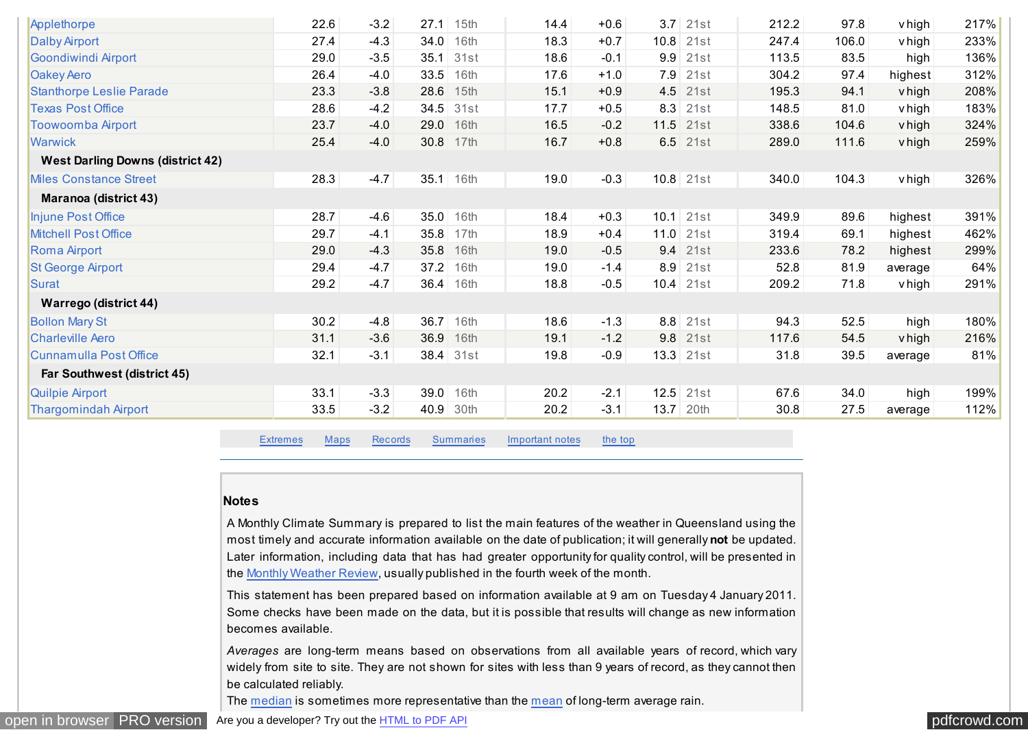| | | | | | | | | | | | | | |
|---|---|---|---|---|---|---|---|---|---|---|---|---|---|
| Applethorpe | 22.6 | -3.2 | 27.1 | 15th | 14.4 | +0.6 | 3.7 | 21st | 212.2 | 97.8 | vhigh | 217% |
| Dalby Airport | 27.4 | -4.3 | 34.0 | 16th | 18.3 | +0.7 | 10.8 | 21st | 247.4 | 106.0 | vhigh | 233% |
| Goondiwindi Airport | 29.0 | -3.5 | 35.1 | 31st | 18.6 | -0.1 | 9.9 | 21st | 113.5 | 83.5 | high | 136% |
| Oakey Aero | 26.4 | -4.0 | 33.5 | 16th | 17.6 | +1.0 | 7.9 | 21st | 304.2 | 97.4 | highest | 312% |
| Stanthorpe Leslie Parade | 23.3 | -3.8 | 28.6 | 15th | 15.1 | +0.9 | 4.5 | 21st | 195.3 | 94.1 | vhigh | 208% |
| Texas Post Office | 28.6 | -4.2 | 34.5 | 31st | 17.7 | +0.5 | 8.3 | 21st | 148.5 | 81.0 | vhigh | 183% |
| Toowoomba Airport | 23.7 | -4.0 | 29.0 | 16th | 16.5 | -0.2 | 11.5 | 21st | 338.6 | 104.6 | vhigh | 324% |
| Warwick | 25.4 | -4.0 | 30.8 | 17th | 16.7 | +0.8 | 6.5 | 21st | 289.0 | 111.6 | vhigh | 259% |
| **West Darling Downs (district 42)** | | | | | | | | | | | | |
| Miles Constance Street | 28.3 | -4.7 | 35.1 | 16th | 19.0 | -0.3 | 10.8 | 21st | 340.0 | 104.3 | vhigh | 326% |
| **Maranoa (district 43)** | | | | | | | | | | | | |
| Injune Post Office | 28.7 | -4.6 | 35.0 | 16th | 18.4 | +0.3 | 10.1 | 21st | 349.9 | 89.6 | highest | 391% |
| Mitchell Post Office | 29.7 | -4.1 | 35.8 | 17th | 18.9 | +0.4 | 11.0 | 21st | 319.4 | 69.1 | highest | 462% |
| Roma Airport | 29.0 | -4.3 | 35.8 | 16th | 19.0 | -0.5 | 9.4 | 21st | 233.6 | 78.2 | highest | 299% |
| St George Airport | 29.4 | -4.7 | 37.2 | 16th | 19.0 | -1.4 | 8.9 | 21st | 52.8 | 81.9 | average | 64% |
| Surat | 29.2 | -4.7 | 36.4 | 16th | 18.8 | -0.5 | 10.4 | 21st | 209.2 | 71.8 | vhigh | 291% |
| **Warrego (district 44)** | | | | | | | | | | | | |
| Bollon Mary St | 30.2 | -4.8 | 36.7 | 16th | 18.6 | -1.3 | 8.8 | 21st | 94.3 | 52.5 | high | 180% |
| Charleville Aero | 31.1 | -3.6 | 36.9 | 16th | 19.1 | -1.2 | 9.8 | 21st | 117.6 | 54.5 | vhigh | 216% |
| Cunnamulla Post Office | 32.1 | -3.1 | 38.4 | 31st | 19.8 | -0.9 | 13.3 | 21st | 31.8 | 39.5 | average | 81% |
| **Far Southwest (district 45)** | | | | | | | | | | | | |
| Quilpie Airport | 33.1 | -3.3 | 39.0 | 16th | 20.2 | -2.1 | 12.5 | 21st | 67.6 | 34.0 | high | 199% |
| Thargomindah Airport | 33.5 | -3.2 | 40.9 | 30th | 20.2 | -3.1 | 13.7 | 20th | 30.8 | 27.5 | average | 112% |

Extremes | Maps | Records | Summaries | Important notes | the top

### Notes

A Monthly Climate Summary is prepared to list the main features of the weather in Queensland using the most timely and accurate information available on the date of publication; it will generally **not** be updated. Later information, including data that has had greater opportunity for quality control, will be presented in the Monthly Weather Review, usually published in the fourth week of the month.

This statement has been prepared based on information available at 9 am on Tuesday 4 January 2011. Some checks have been made on the data, but it is possible that results will change as new information becomes available.

*Averages* are long-term means based on observations from all available years of record, which vary widely from site to site. They are not shown for sites with less than 9 years of record, as they cannot then be calculated reliably.
The median is sometimes more representative than the mean of long-term average rain.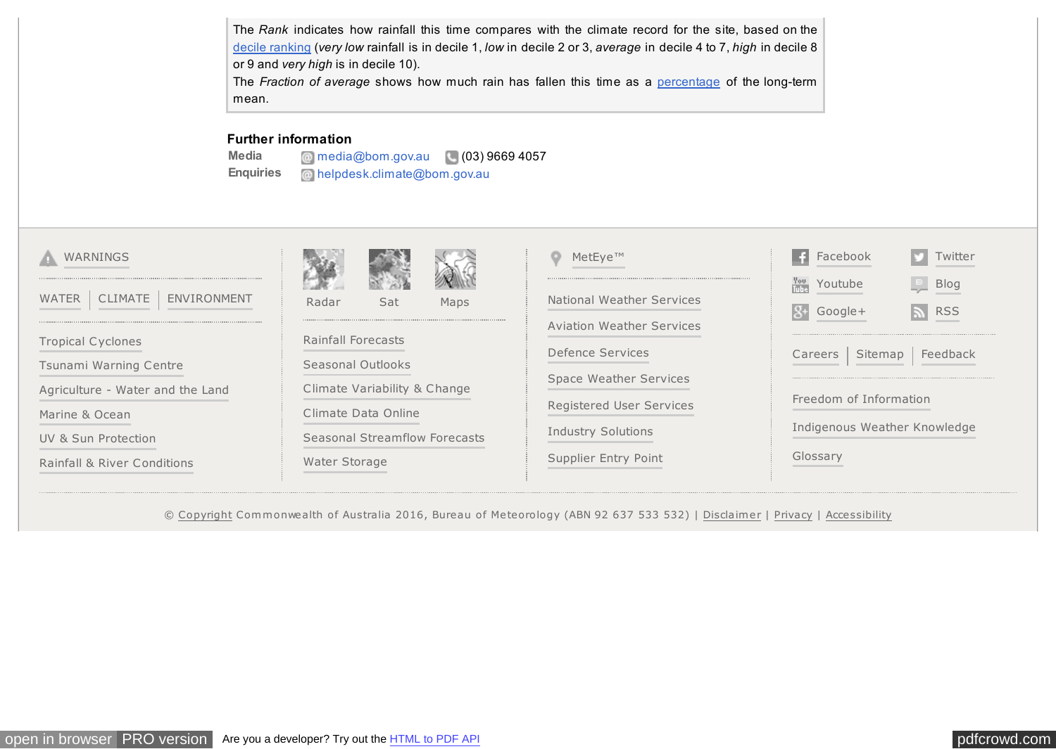The *Rank* indicates how rainfall this time compares with the climate record for the site, based on the decile ranking (*very low* rainfall is in decile 1, *low* in decile 2 or 3, *average* in decile 4 to 7, *high* in decile 8 or 9 and *very high* is in decile 10).

The *Fraction of average* shows how much rain has fallen this time as a percentage of the long-term mean.

**Further information**

**Media** media@bom.gov.au (03) 9669 4057

**Enquiries** helpdesk.climate@bom.gov.au

WARNINGS

WATER | CLIMATE | ENVIRONMENT

Tropical Cyclones
Tsunami Warning Centre
Agriculture - Water and the Land
Marine & Ocean
UV & Sun Protection
Rainfall & River Conditions

Radar Sat Maps

Rainfall Forecasts
Seasonal Outlooks
Climate Variability & Change
Climate Data Online
Seasonal Streamflow Forecasts
Water Storage

MetEye™

National Weather Services
Aviation Weather Services
Defence Services
Space Weather Services
Registered User Services
Industry Solutions
Supplier Entry Point

Facebook Twitter
Youtube Blog
Google+ RSS

Careers | Sitemap | Feedback

Freedom of Information
Indigenous Weather Knowledge
Glossary

© Copyright Commonwealth of Australia 2016, Bureau of Meteorology (ABN 92 637 533 532) | Disclaimer | Privacy | Accessibility